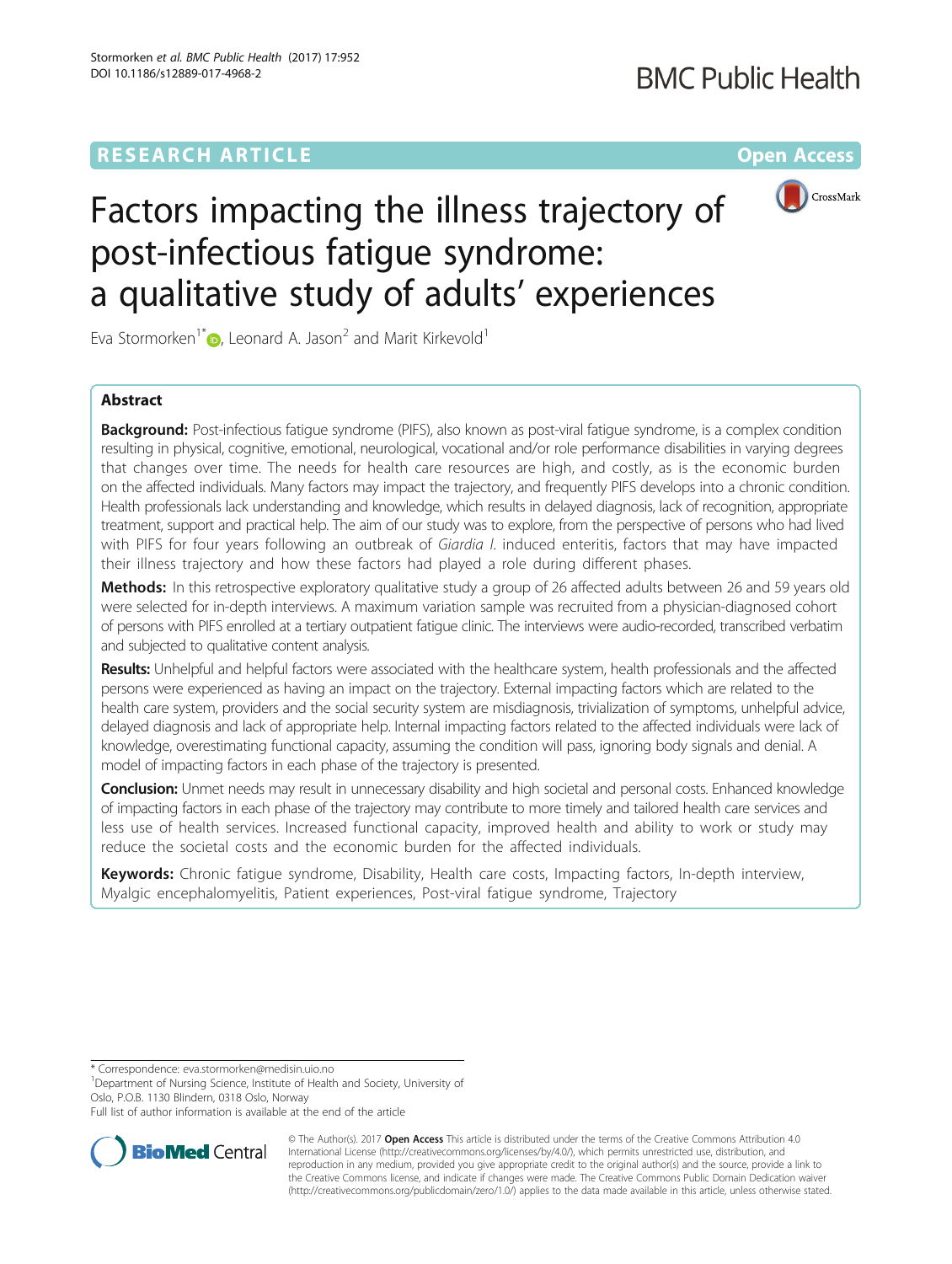RESEARCH ARTICLE

Open Access

# Factors impacting the illness trajectory of post-infectious fatigue syndrome: a qualitative study of adults' experiences

Eva Stormorken[1*], Leonard A. Jason[2] and Marit Kirkevold[1]

## Abstract

**Background:** Post-infectious fatigue syndrome (PIFS), also known as post-viral fatigue syndrome, is a complex condition resulting in physical, cognitive, emotional, neurological, vocational and/or role performance disabilities in varying degrees that changes over time. The needs for health care resources are high, and costly, as is the economic burden on the affected individuals. Many factors may impact the trajectory, and frequently PIFS develops into a chronic condition. Health professionals lack understanding and knowledge, which results in delayed diagnosis, lack of recognition, appropriate treatment, support and practical help. The aim of our study was to explore, from the perspective of persons who had lived with PIFS for four years following an outbreak of *Giardia l.* induced enteritis, factors that may have impacted their illness trajectory and how these factors had played a role during different phases.

**Methods:** In this retrospective exploratory qualitative study a group of 26 affected adults between 26 and 59 years old were selected for in-depth interviews. A maximum variation sample was recruited from a physician-diagnosed cohort of persons with PIFS enrolled at a tertiary outpatient fatigue clinic. The interviews were audio-recorded, transcribed verbatim and subjected to qualitative content analysis.

**Results:** Unhelpful and helpful factors were associated with the healthcare system, health professionals and the affected persons were experienced as having an impact on the trajectory. External impacting factors which are related to the health care system, providers and the social security system are misdiagnosis, trivialization of symptoms, unhelpful advice, delayed diagnosis and lack of appropriate help. Internal impacting factors related to the affected individuals were lack of knowledge, overestimating functional capacity, assuming the condition will pass, ignoring body signals and denial. A model of impacting factors in each phase of the trajectory is presented.

**Conclusion:** Unmet needs may result in unnecessary disability and high societal and personal costs. Enhanced knowledge of impacting factors in each phase of the trajectory may contribute to more timely and tailored health care services and less use of health services. Increased functional capacity, improved health and ability to work or study may reduce the societal costs and the economic burden for the affected individuals.

**Keywords:** Chronic fatigue syndrome, Disability, Health care costs, Impacting factors, In-depth interview, Myalgic encephalomyelitis, Patient experiences, Post-viral fatigue syndrome, Trajectory

---

\* Correspondence: eva.stormorken@medisin.uio.no

[1]Department of Nursing Science, Institute of Health and Society, University of Oslo, P.O.B. 1130 Blindern, 0318 Oslo, Norway

Full list of author information is available at the end of the article

© The Author(s). 2017 **Open Access** This article is distributed under the terms of the Creative Commons Attribution 4.0 International License (http://creativecommons.org/licenses/by/4.0/), which permits unrestricted use, distribution, and reproduction in any medium, provided you give appropriate credit to the original author(s) and the source, provide a link to the Creative Commons license, and indicate if changes were made. The Creative Commons Public Domain Dedication waiver (http://creativecommons.org/publicdomain/zero/1.0/) applies to the data made available in this article, unless otherwise stated.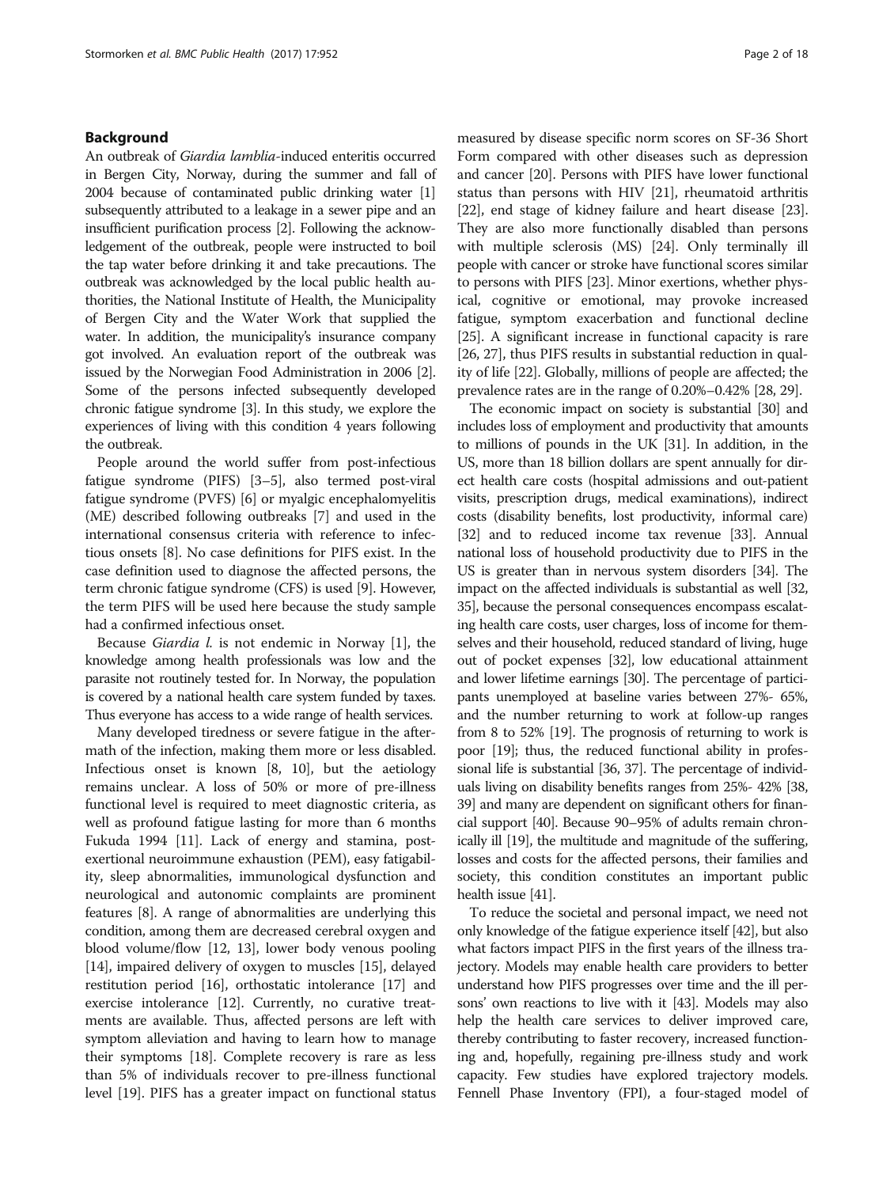## Background

An outbreak of *Giardia lamblia*-induced enteritis occurred in Bergen City, Norway, during the summer and fall of 2004 because of contaminated public drinking water [1] subsequently attributed to a leakage in a sewer pipe and an insufficient purification process [2]. Following the acknowledgement of the outbreak, people were instructed to boil the tap water before drinking it and take precautions. The outbreak was acknowledged by the local public health authorities, the National Institute of Health, the Municipality of Bergen City and the Water Work that supplied the water. In addition, the municipality's insurance company got involved. An evaluation report of the outbreak was issued by the Norwegian Food Administration in 2006 [2]. Some of the persons infected subsequently developed chronic fatigue syndrome [3]. In this study, we explore the experiences of living with this condition 4 years following the outbreak.

People around the world suffer from post-infectious fatigue syndrome (PIFS) [3–5], also termed post-viral fatigue syndrome (PVFS) [6] or myalgic encephalomyelitis (ME) described following outbreaks [7] and used in the international consensus criteria with reference to infectious onsets [8]. No case definitions for PIFS exist. In the case definition used to diagnose the affected persons, the term chronic fatigue syndrome (CFS) is used [9]. However, the term PIFS will be used here because the study sample had a confirmed infectious onset.

Because *Giardia l.* is not endemic in Norway [1], the knowledge among health professionals was low and the parasite not routinely tested for. In Norway, the population is covered by a national health care system funded by taxes. Thus everyone has access to a wide range of health services.

Many developed tiredness or severe fatigue in the aftermath of the infection, making them more or less disabled. Infectious onset is known [8, 10], but the aetiology remains unclear. A loss of 50% or more of pre-illness functional level is required to meet diagnostic criteria, as well as profound fatigue lasting for more than 6 months Fukuda 1994 [11]. Lack of energy and stamina, post-exertional neuroimmune exhaustion (PEM), easy fatigability, sleep abnormalities, immunological dysfunction and neurological and autonomic complaints are prominent features [8]. A range of abnormalities are underlying this condition, among them are decreased cerebral oxygen and blood volume/flow [12, 13], lower body venous pooling [14], impaired delivery of oxygen to muscles [15], delayed restitution period [16], orthostatic intolerance [17] and exercise intolerance [12]. Currently, no curative treatments are available. Thus, affected persons are left with symptom alleviation and having to learn how to manage their symptoms [18]. Complete recovery is rare as less than 5% of individuals recover to pre-illness functional level [19]. PIFS has a greater impact on functional status measured by disease specific norm scores on SF-36 Short Form compared with other diseases such as depression and cancer [20]. Persons with PIFS have lower functional status than persons with HIV [21], rheumatoid arthritis [22], end stage of kidney failure and heart disease [23]. They are also more functionally disabled than persons with multiple sclerosis (MS) [24]. Only terminally ill people with cancer or stroke have functional scores similar to persons with PIFS [23]. Minor exertions, whether physical, cognitive or emotional, may provoke increased fatigue, symptom exacerbation and functional decline [25]. A significant increase in functional capacity is rare [26, 27], thus PIFS results in substantial reduction in quality of life [22]. Globally, millions of people are affected; the prevalence rates are in the range of 0.20%–0.42% [28, 29].

The economic impact on society is substantial [30] and includes loss of employment and productivity that amounts to millions of pounds in the UK [31]. In addition, in the US, more than 18 billion dollars are spent annually for direct health care costs (hospital admissions and out-patient visits, prescription drugs, medical examinations), indirect costs (disability benefits, lost productivity, informal care) [32] and to reduced income tax revenue [33]. Annual national loss of household productivity due to PIFS in the US is greater than in nervous system disorders [34]. The impact on the affected individuals is substantial as well [32, 35], because the personal consequences encompass escalating health care costs, user charges, loss of income for themselves and their household, reduced standard of living, huge out of pocket expenses [32], low educational attainment and lower lifetime earnings [30]. The percentage of participants unemployed at baseline varies between 27%- 65%, and the number returning to work at follow-up ranges from 8 to 52% [19]. The prognosis of returning to work is poor [19]; thus, the reduced functional ability in professional life is substantial [36, 37]. The percentage of individuals living on disability benefits ranges from 25%- 42% [38, 39] and many are dependent on significant others for financial support [40]. Because 90–95% of adults remain chronically ill [19], the multitude and magnitude of the suffering, losses and costs for the affected persons, their families and society, this condition constitutes an important public health issue [41].

To reduce the societal and personal impact, we need not only knowledge of the fatigue experience itself [42], but also what factors impact PIFS in the first years of the illness trajectory. Models may enable health care providers to better understand how PIFS progresses over time and the ill persons' own reactions to live with it [43]. Models may also help the health care services to deliver improved care, thereby contributing to faster recovery, increased functioning and, hopefully, regaining pre-illness study and work capacity. Few studies have explored trajectory models. Fennell Phase Inventory (FPI), a four-staged model of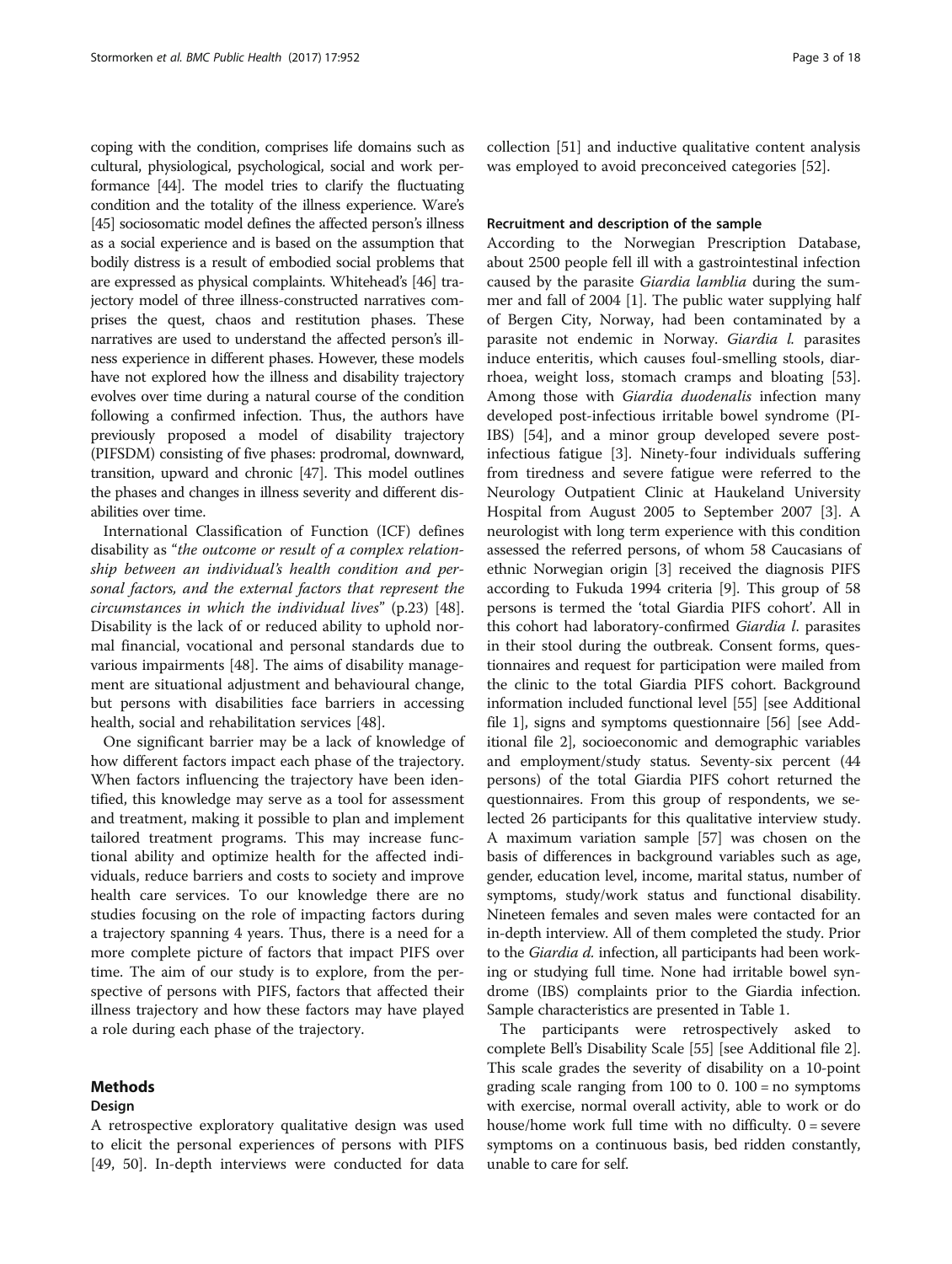coping with the condition, comprises life domains such as cultural, physiological, psychological, social and work performance [44]. The model tries to clarify the fluctuating condition and the totality of the illness experience. Ware's [45] sociosomatic model defines the affected person's illness as a social experience and is based on the assumption that bodily distress is a result of embodied social problems that are expressed as physical complaints. Whitehead's [46] trajectory model of three illness-constructed narratives comprises the quest, chaos and restitution phases. These narratives are used to understand the affected person's illness experience in different phases. However, these models have not explored how the illness and disability trajectory evolves over time during a natural course of the condition following a confirmed infection. Thus, the authors have previously proposed a model of disability trajectory (PIFSDM) consisting of five phases: prodromal, downward, transition, upward and chronic [47]. This model outlines the phases and changes in illness severity and different disabilities over time.

International Classification of Function (ICF) defines disability as "*the outcome or result of a complex relationship between an individual's health condition and personal factors, and the external factors that represent the circumstances in which the individual lives*" (p.23) [48]. Disability is the lack of or reduced ability to uphold normal financial, vocational and personal standards due to various impairments [48]. The aims of disability management are situational adjustment and behavioural change, but persons with disabilities face barriers in accessing health, social and rehabilitation services [48].

One significant barrier may be a lack of knowledge of how different factors impact each phase of the trajectory. When factors influencing the trajectory have been identified, this knowledge may serve as a tool for assessment and treatment, making it possible to plan and implement tailored treatment programs. This may increase functional ability and optimize health for the affected individuals, reduce barriers and costs to society and improve health care services. To our knowledge there are no studies focusing on the role of impacting factors during a trajectory spanning 4 years. Thus, there is a need for a more complete picture of factors that impact PIFS over time. The aim of our study is to explore, from the perspective of persons with PIFS, factors that affected their illness trajectory and how these factors may have played a role during each phase of the trajectory.

## Methods

### Design

A retrospective exploratory qualitative design was used to elicit the personal experiences of persons with PIFS [49, 50]. In-depth interviews were conducted for data collection [51] and inductive qualitative content analysis was employed to avoid preconceived categories [52].

### Recruitment and description of the sample

According to the Norwegian Prescription Database, about 2500 people fell ill with a gastrointestinal infection caused by the parasite *Giardia lamblia* during the summer and fall of 2004 [1]. The public water supplying half of Bergen City, Norway, had been contaminated by a parasite not endemic in Norway. *Giardia l.* parasites induce enteritis, which causes foul-smelling stools, diarrhoea, weight loss, stomach cramps and bloating [53]. Among those with *Giardia duodenalis* infection many developed post-infectious irritable bowel syndrome (PI-IBS) [54], and a minor group developed severe post-infectious fatigue [3]. Ninety-four individuals suffering from tiredness and severe fatigue were referred to the Neurology Outpatient Clinic at Haukeland University Hospital from August 2005 to September 2007 [3]. A neurologist with long term experience with this condition assessed the referred persons, of whom 58 Caucasians of ethnic Norwegian origin [3] received the diagnosis PIFS according to Fukuda 1994 criteria [9]. This group of 58 persons is termed the 'total Giardia PIFS cohort'. All in this cohort had laboratory-confirmed *Giardia l.* parasites in their stool during the outbreak. Consent forms, questionnaires and request for participation were mailed from the clinic to the total Giardia PIFS cohort. Background information included functional level [55] [see Additional file 1], signs and symptoms questionnaire [56] [see Additional file 2], socioeconomic and demographic variables and employment/study status. Seventy-six percent (44 persons) of the total Giardia PIFS cohort returned the questionnaires. From this group of respondents, we selected 26 participants for this qualitative interview study. A maximum variation sample [57] was chosen on the basis of differences in background variables such as age, gender, education level, income, marital status, number of symptoms, study/work status and functional disability. Nineteen females and seven males were contacted for an in-depth interview. All of them completed the study. Prior to the *Giardia d.* infection, all participants had been working or studying full time. None had irritable bowel syndrome (IBS) complaints prior to the Giardia infection. Sample characteristics are presented in Table 1.

The participants were retrospectively asked to complete Bell's Disability Scale [55] [see Additional file 2]. This scale grades the severity of disability on a 10-point grading scale ranging from 100 to 0. 100 = no symptoms with exercise, normal overall activity, able to work or do house/home work full time with no difficulty. 0 = severe symptoms on a continuous basis, bed ridden constantly, unable to care for self.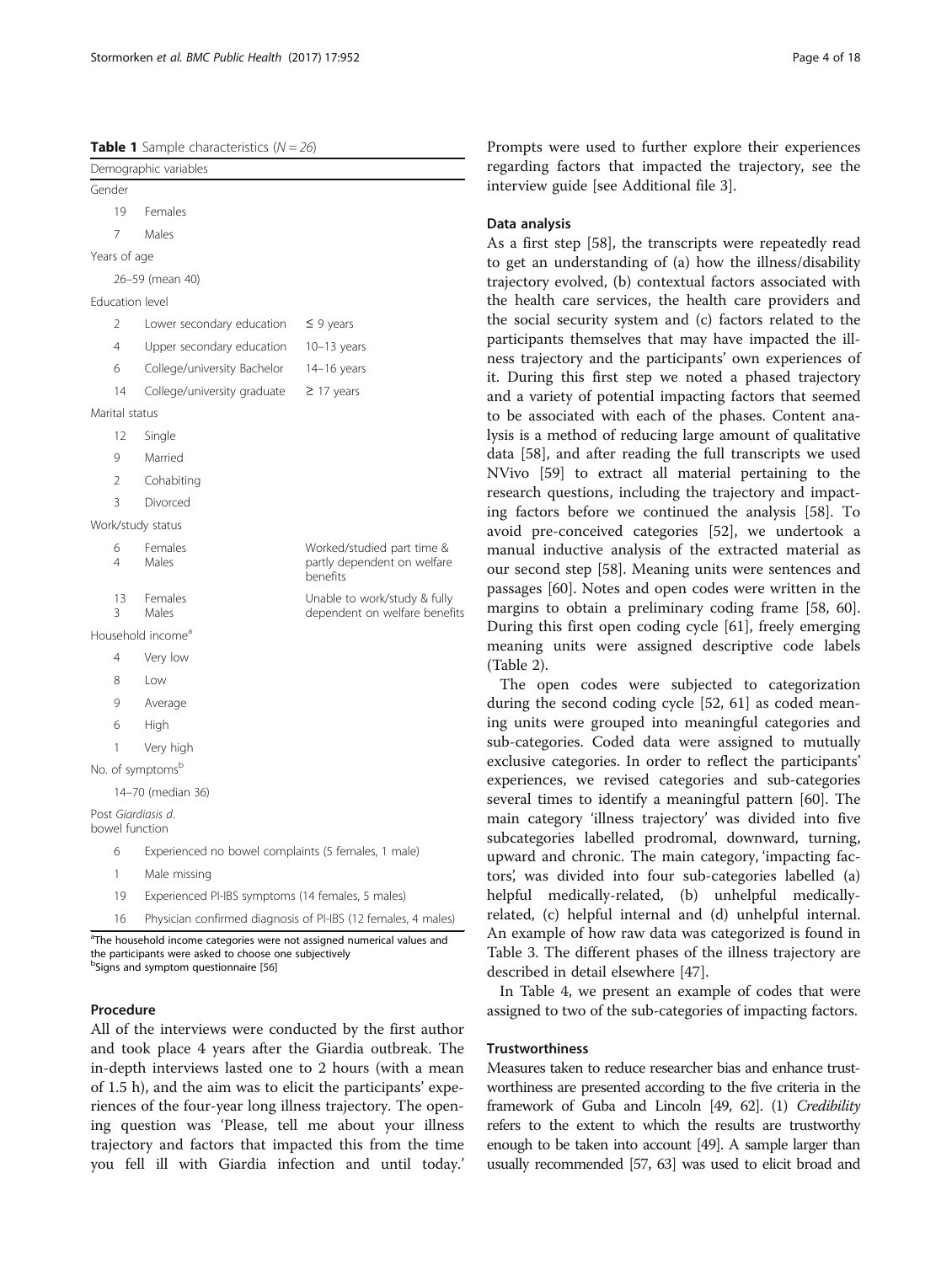**Table 1** Sample characteristics (*N* = *26*)

| Demographic variables | | |
|---|---|---|
| Gender | | |
| 19 | Females | |
| 7 | Males | |
| Years of age | | |
| | 26–59 (mean 40) | |
| Education level | | |
| 2 | Lower secondary education | ≤ 9 years |
| 4 | Upper secondary education | 10–13 years |
| 6 | College/university Bachelor | 14–16 years |
| 14 | College/university graduate | ≥ 17 years |
| Marital status | | |
| 12 | Single | |
| 9 | Married | |
| 2 | Cohabiting | |
| 3 | Divorced | |
| Work/study status | | |
| 6<br>4 | Females<br>Males | Worked/studied part time & partly dependent on welfare benefits |
| 13<br>3 | Females<br>Males | Unable to work/study & fully dependent on welfare benefits |
| Household income[a] | | |
| 4 | Very low | |
| 8 | Low | |
| 9 | Average | |
| 6 | High | |
| 1 | Very high | |
| No. of symptoms[b] | | |
| | 14–70 (median 36) | |
| Post *Giardiasis d.* bowel function | | |
| 6 | Experienced no bowel complaints (5 females, 1 male) | |
| 1 | Male missing | |
| 19 | Experienced PI-IBS symptoms (14 females, 5 males) | |
| 16 | Physician confirmed diagnosis of PI-IBS (12 females, 4 males) | |

[a]The household income categories were not assigned numerical values and the participants were asked to choose one subjectively
[b]Signs and symptom questionnaire [56]

### Procedure

All of the interviews were conducted by the first author and took place 4 years after the Giardia outbreak. The in-depth interviews lasted one to 2 hours (with a mean of 1.5 h), and the aim was to elicit the participants' experiences of the four-year long illness trajectory. The opening question was 'Please, tell me about your illness trajectory and factors that impacted this from the time you fell ill with Giardia infection and until today.' Prompts were used to further explore their experiences regarding factors that impacted the trajectory, see the interview guide [see Additional file 3].

### Data analysis

As a first step [58], the transcripts were repeatedly read to get an understanding of (a) how the illness/disability trajectory evolved, (b) contextual factors associated with the health care services, the health care providers and the social security system and (c) factors related to the participants themselves that may have impacted the illness trajectory and the participants' own experiences of it. During this first step we noted a phased trajectory and a variety of potential impacting factors that seemed to be associated with each of the phases. Content analysis is a method of reducing large amount of qualitative data [58], and after reading the full transcripts we used NVivo [59] to extract all material pertaining to the research questions, including the trajectory and impacting factors before we continued the analysis [58]. To avoid pre-conceived categories [52], we undertook a manual inductive analysis of the extracted material as our second step [58]. Meaning units were sentences and passages [60]. Notes and open codes were written in the margins to obtain a preliminary coding frame [58, 60]. During this first open coding cycle [61], freely emerging meaning units were assigned descriptive code labels (Table 2).

The open codes were subjected to categorization during the second coding cycle [52, 61] as coded meaning units were grouped into meaningful categories and sub-categories. Coded data were assigned to mutually exclusive categories. In order to reflect the participants' experiences, we revised categories and sub-categories several times to identify a meaningful pattern [60]. The main category 'illness trajectory' was divided into five subcategories labelled prodromal, downward, turning, upward and chronic. The main category, 'impacting factors', was divided into four sub-categories labelled (a) helpful medically-related, (b) unhelpful medically-related, (c) helpful internal and (d) unhelpful internal. An example of how raw data was categorized is found in Table 3. The different phases of the illness trajectory are described in detail elsewhere [47].

In Table 4, we present an example of codes that were assigned to two of the sub-categories of impacting factors.

### Trustworthiness

Measures taken to reduce researcher bias and enhance trustworthiness are presented according to the five criteria in the framework of Guba and Lincoln [49, 62]. (1) *Credibility* refers to the extent to which the results are trustworthy enough to be taken into account [49]. A sample larger than usually recommended [57, 63] was used to elicit broad and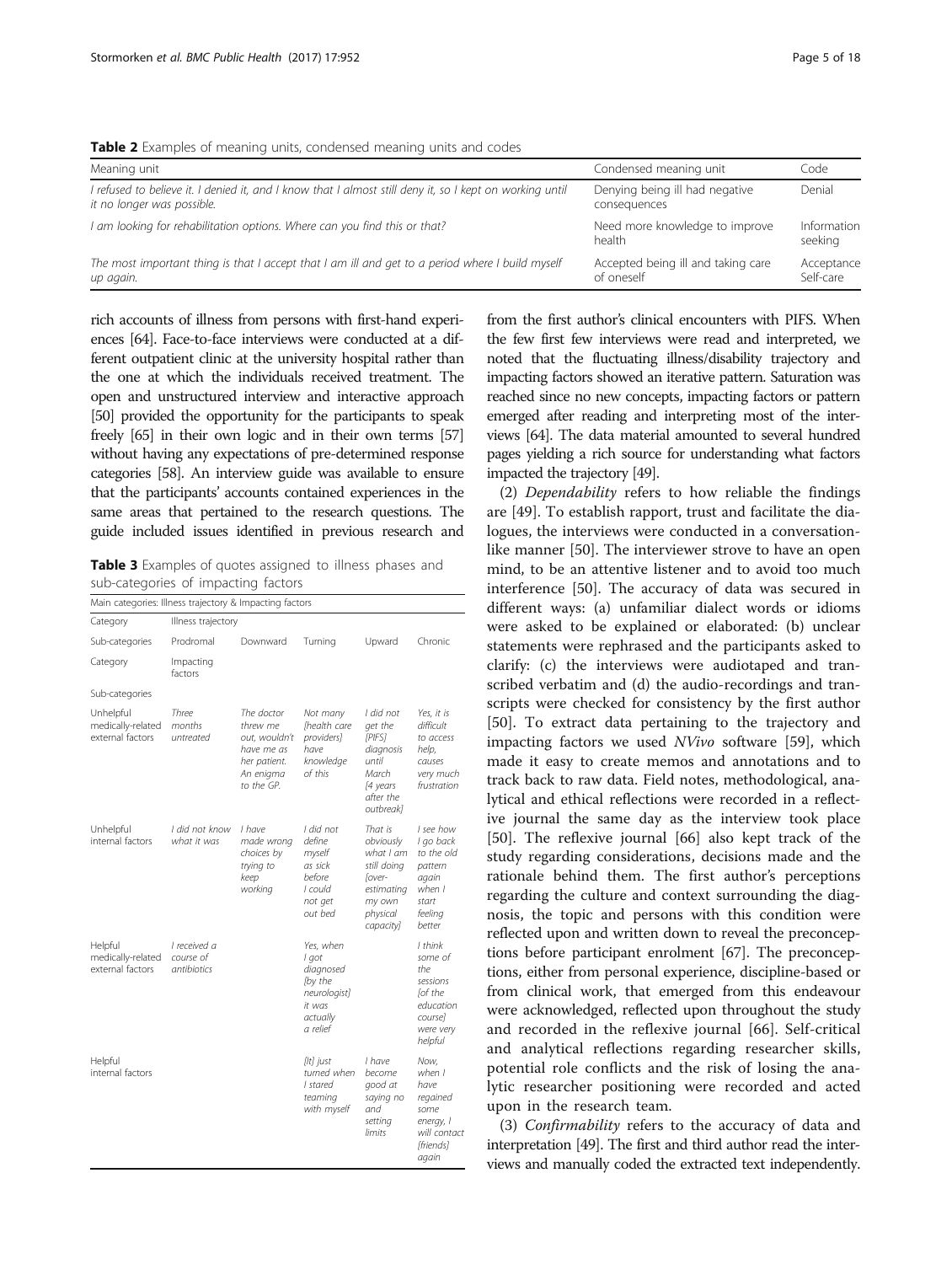**Table 2** Examples of meaning units, condensed meaning units and codes

| Meaning unit | Condensed meaning unit | Code |
|---|---|---|
| *I refused to believe it. I denied it, and I know that I almost still deny it, so I kept on working until it no longer was possible.* | Denying being ill had negative consequences | Denial |
| *I am looking for rehabilitation options. Where can you find this or that?* | Need more knowledge to improve health | Information seeking |
| *The most important thing is that I accept that I am ill and get to a period where I build myself up again.* | Accepted being ill and taking care of oneself | Acceptance Self-care |

rich accounts of illness from persons with first-hand experiences [64]. Face-to-face interviews were conducted at a different outpatient clinic at the university hospital rather than the one at which the individuals received treatment. The open and unstructured interview and interactive approach [50] provided the opportunity for the participants to speak freely [65] in their own logic and in their own terms [57] without having any expectations of pre-determined response categories [58]. An interview guide was available to ensure that the participants' accounts contained experiences in the same areas that pertained to the research questions. The guide included issues identified in previous research and

**Table 3** Examples of quotes assigned to illness phases and sub-categories of impacting factors

| Main categories: Illness trajectory & Impacting factors | | | | | |
|---|---|---|---|---|---|
| Category | Illness trajectory | | | | |
| Sub-categories | Prodromal | Downward | Turning | Upward | Chronic |
| Category | Impacting factors | | | | |
| Sub-categories | | | | | |
| Unhelpful medically-related external factors | *Three months untreated* | *The doctor threw me out, wouldn't have me as her patient. An enigma to the GP.* | *Not many [health care providers] have knowledge of this* | *I did not get the [PIFS] diagnosis until March [4 years after the outbreak]* | *Yes, it is difficult to access help, causes very much frustration* |
| Unhelpful internal factors | *I did not know what it was* | *I have made wrong choices by trying to keep working* | *I did not define myself as sick before I could not get out bed* | *That is obviously what I am still doing [over-estimating my own physical capacity]* | *I see how I go back to the old pattern again when I start feeling better* |
| Helpful medically-related external factors | *I received a course of antibiotics* | | *Yes, when I got diagnosed [by the neurologist] it was actually a relief* | | *I think some of the sessions [of the education course] were very helpful* |
| Helpful internal factors | | | *[It] just turned when I stared teaming with myself* | *I have become good at saying no and setting limits* | *Now, when I have regained some energy, I will contact [friends] again* |

from the first author's clinical encounters with PIFS. When the few first few interviews were read and interpreted, we noted that the fluctuating illness/disability trajectory and impacting factors showed an iterative pattern. Saturation was reached since no new concepts, impacting factors or pattern emerged after reading and interpreting most of the interviews [64]. The data material amounted to several hundred pages yielding a rich source for understanding what factors impacted the trajectory [49].

(2) *Dependability* refers to how reliable the findings are [49]. To establish rapport, trust and facilitate the dialogues, the interviews were conducted in a conversation-like manner [50]. The interviewer strove to have an open mind, to be an attentive listener and to avoid too much interference [50]. The accuracy of data was secured in different ways: (a) unfamiliar dialect words or idioms were asked to be explained or elaborated: (b) unclear statements were rephrased and the participants asked to clarify: (c) the interviews were audiotaped and transcribed verbatim and (d) the audio-recordings and transcripts were checked for consistency by the first author [50]. To extract data pertaining to the trajectory and impacting factors we used *NVivo* software [59], which made it easy to create memos and annotations and to track back to raw data. Field notes, methodological, analytical and ethical reflections were recorded in a reflective journal the same day as the interview took place [50]. The reflexive journal [66] also kept track of the study regarding considerations, decisions made and the rationale behind them. The first author's perceptions regarding the culture and context surrounding the diagnosis, the topic and persons with this condition were reflected upon and written down to reveal the preconceptions before participant enrolment [67]. The preconceptions, either from personal experience, discipline-based or from clinical work, that emerged from this endeavour were acknowledged, reflected upon throughout the study and recorded in the reflexive journal [66]. Self-critical and analytical reflections regarding researcher skills, potential role conflicts and the risk of losing the analytic researcher positioning were recorded and acted upon in the research team.

(3) *Confirmability* refers to the accuracy of data and interpretation [49]. The first and third author read the interviews and manually coded the extracted text independently.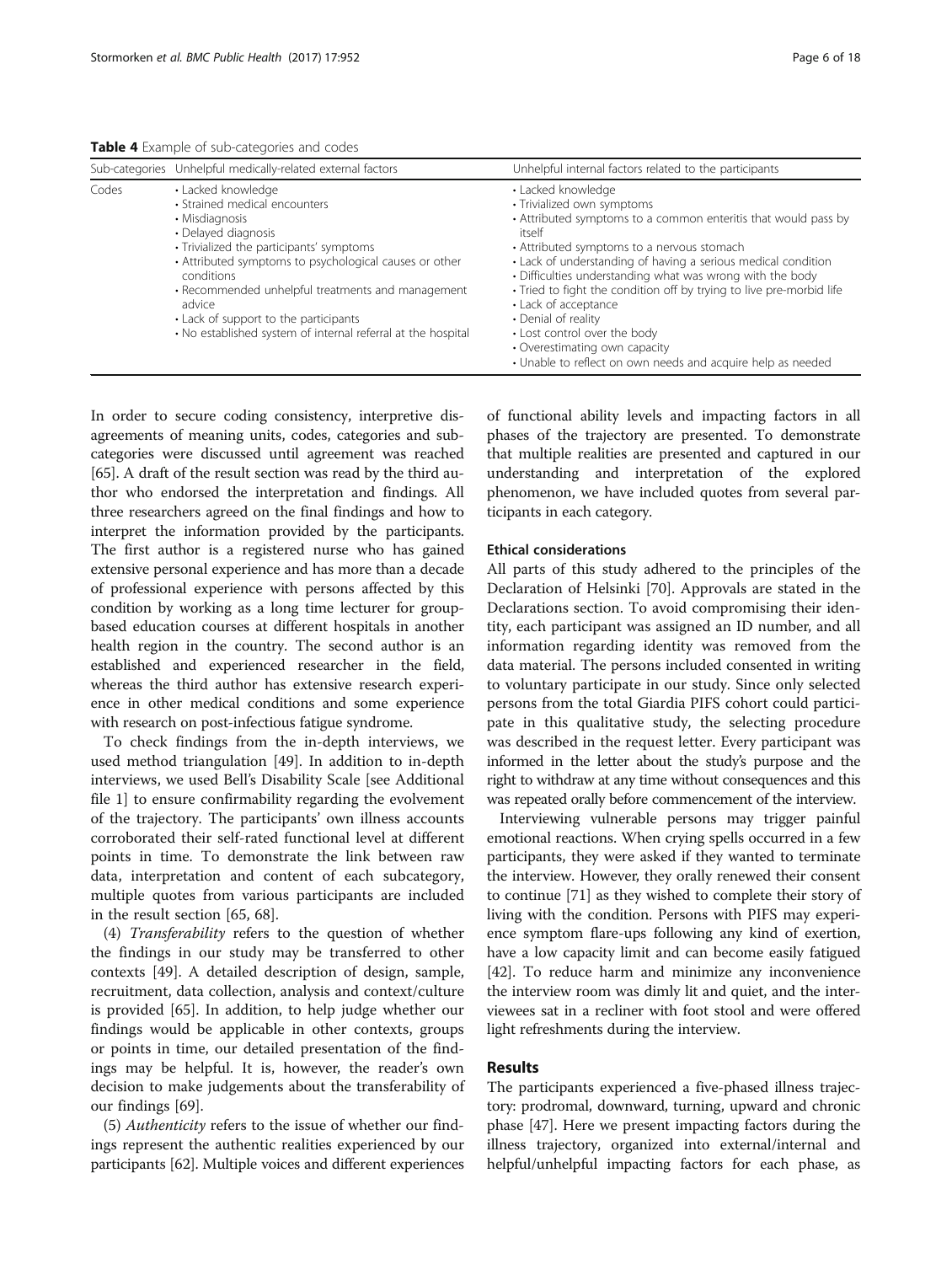**Table 4** Example of sub-categories and codes

| Sub-categories | Unhelpful medically-related external factors | Unhelpful internal factors related to the participants |
|---|---|---|
| Codes | • Lacked knowledge<br>• Strained medical encounters<br>• Misdiagnosis<br>• Delayed diagnosis<br>• Trivialized the participants' symptoms<br>• Attributed symptoms to psychological causes or other conditions<br>• Recommended unhelpful treatments and management advice<br>• Lack of support to the participants<br>• No established system of internal referral at the hospital | • Lacked knowledge<br>• Trivialized own symptoms<br>• Attributed symptoms to a common enteritis that would pass by itself<br>• Attributed symptoms to a nervous stomach<br>• Lack of understanding of having a serious medical condition<br>• Difficulties understanding what was wrong with the body<br>• Tried to fight the condition off by trying to live pre-morbid life<br>• Lack of acceptance<br>• Denial of reality<br>• Lost control over the body<br>• Overestimating own capacity<br>• Unable to reflect on own needs and acquire help as needed |

In order to secure coding consistency, interpretive disagreements of meaning units, codes, categories and subcategories were discussed until agreement was reached [65]. A draft of the result section was read by the third author who endorsed the interpretation and findings. All three researchers agreed on the final findings and how to interpret the information provided by the participants. The first author is a registered nurse who has gained extensive personal experience and has more than a decade of professional experience with persons affected by this condition by working as a long time lecturer for group-based education courses at different hospitals in another health region in the country. The second author is an established and experienced researcher in the field, whereas the third author has extensive research experience in other medical conditions and some experience with research on post-infectious fatigue syndrome.

To check findings from the in-depth interviews, we used method triangulation [49]. In addition to in-depth interviews, we used Bell's Disability Scale [see Additional file 1] to ensure confirmability regarding the evolvement of the trajectory. The participants' own illness accounts corroborated their self-rated functional level at different points in time. To demonstrate the link between raw data, interpretation and content of each subcategory, multiple quotes from various participants are included in the result section [65, 68].

(4) *Transferability* refers to the question of whether the findings in our study may be transferred to other contexts [49]. A detailed description of design, sample, recruitment, data collection, analysis and context/culture is provided [65]. In addition, to help judge whether our findings would be applicable in other contexts, groups or points in time, our detailed presentation of the findings may be helpful. It is, however, the reader's own decision to make judgements about the transferability of our findings [69].

(5) *Authenticity* refers to the issue of whether our findings represent the authentic realities experienced by our participants [62]. Multiple voices and different experiences of functional ability levels and impacting factors in all phases of the trajectory are presented. To demonstrate that multiple realities are presented and captured in our understanding and interpretation of the explored phenomenon, we have included quotes from several participants in each category.

### Ethical considerations

All parts of this study adhered to the principles of the Declaration of Helsinki [70]. Approvals are stated in the Declarations section. To avoid compromising their identity, each participant was assigned an ID number, and all information regarding identity was removed from the data material. The persons included consented in writing to voluntary participate in our study. Since only selected persons from the total Giardia PIFS cohort could participate in this qualitative study, the selecting procedure was described in the request letter. Every participant was informed in the letter about the study's purpose and the right to withdraw at any time without consequences and this was repeated orally before commencement of the interview.

Interviewing vulnerable persons may trigger painful emotional reactions. When crying spells occurred in a few participants, they were asked if they wanted to terminate the interview. However, they orally renewed their consent to continue [71] as they wished to complete their story of living with the condition. Persons with PIFS may experience symptom flare-ups following any kind of exertion, have a low capacity limit and can become easily fatigued [42]. To reduce harm and minimize any inconvenience the interview room was dimly lit and quiet, and the interviewees sat in a recliner with foot stool and were offered light refreshments during the interview.

## Results

The participants experienced a five-phased illness trajectory: prodromal, downward, turning, upward and chronic phase [47]. Here we present impacting factors during the illness trajectory, organized into external/internal and helpful/unhelpful impacting factors for each phase, as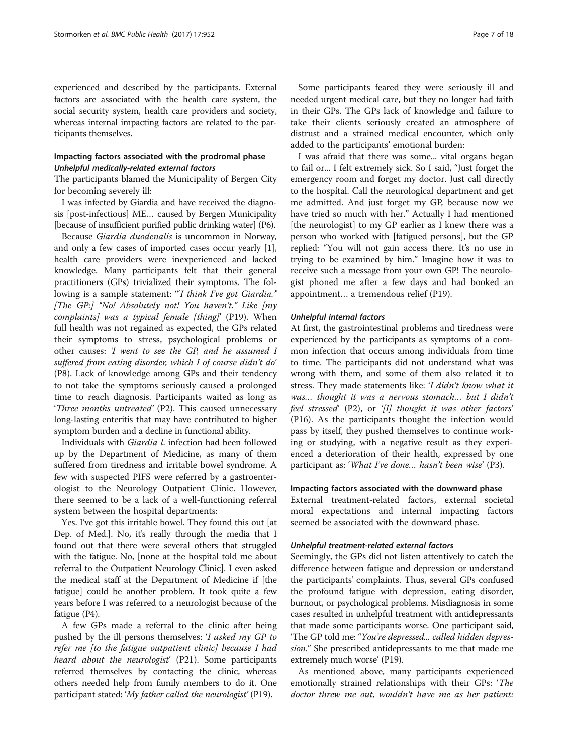experienced and described by the participants. External factors are associated with the health care system, the social security system, health care providers and society, whereas internal impacting factors are related to the participants themselves.

### Impacting factors associated with the prodromal phase

#### *Unhelpful medically-related external factors*

The participants blamed the Municipality of Bergen City for becoming severely ill:

I was infected by Giardia and have received the diagnosis [post-infectious] ME… caused by Bergen Municipality [because of insufficient purified public drinking water] (P6).

Because *Giardia duodenalis* is uncommon in Norway, and only a few cases of imported cases occur yearly [1], health care providers were inexperienced and lacked knowledge. Many participants felt that their general practitioners (GPs) trivialized their symptoms. The following is a sample statement: *'"I think I've got Giardia." [The GP:] "No! Absolutely not! You haven't." Like [my complaints] was a typical female [thing]'* (P19). When full health was not regained as expected, the GPs related their symptoms to stress, psychological problems or other causes: *'I went to see the GP, and he assumed I suffered from eating disorder, which I of course didn't do'* (P8). Lack of knowledge among GPs and their tendency to not take the symptoms seriously caused a prolonged time to reach diagnosis. Participants waited as long as '*Three months untreated*' (P2). This caused unnecessary long-lasting enteritis that may have contributed to higher symptom burden and a decline in functional ability.

Individuals with *Giardia l.* infection had been followed up by the Department of Medicine, as many of them suffered from tiredness and irritable bowel syndrome. A few with suspected PIFS were referred by a gastroenterologist to the Neurology Outpatient Clinic. However, there seemed to be a lack of a well-functioning referral system between the hospital departments:

Yes. I've got this irritable bowel. They found this out [at Dep. of Med.]. No, it's really through the media that I found out that there were several others that struggled with the fatigue. No, [none at the hospital told me about referral to the Outpatient Neurology Clinic]. I even asked the medical staff at the Department of Medicine if [the fatigue] could be another problem. It took quite a few years before I was referred to a neurologist because of the fatigue (P4).

A few GPs made a referral to the clinic after being pushed by the ill persons themselves: *'I asked my GP to refer me [to the fatigue outpatient clinic] because I had heard about the neurologist'* (P21). Some participants referred themselves by contacting the clinic, whereas others needed help from family members to do it. One participant stated: *'My father called the neurologist'* (P19).

Some participants feared they were seriously ill and needed urgent medical care, but they no longer had faith in their GPs. The GPs lack of knowledge and failure to take their clients seriously created an atmosphere of distrust and a strained medical encounter, which only added to the participants' emotional burden:

I was afraid that there was some... vital organs began to fail or... I felt extremely sick. So I said, "Just forget the emergency room and forget my doctor. Just call directly to the hospital. Call the neurological department and get me admitted. And just forget my GP, because now we have tried so much with her." Actually I had mentioned [the neurologist] to my GP earlier as I knew there was a person who worked with [fatigued persons], but the GP replied: "You will not gain access there. It's no use in trying to be examined by him." Imagine how it was to receive such a message from your own GP! The neurologist phoned me after a few days and had booked an appointment… a tremendous relief (P19).

#### *Unhelpful internal factors*

At first, the gastrointestinal problems and tiredness were experienced by the participants as symptoms of a common infection that occurs among individuals from time to time. The participants did not understand what was wrong with them, and some of them also related it to stress. They made statements like: *'I didn't know what it was… thought it was a nervous stomach… but I didn't feel stressed'* (P2), or *'[I] thought it was other factors'* (P16). As the participants thought the infection would pass by itself, they pushed themselves to continue working or studying, with a negative result as they experienced a deterioration of their health, expressed by one participant as: *'What I've done… hasn't been wise'* (P3).

### Impacting factors associated with the downward phase

External treatment-related factors, external societal moral expectations and internal impacting factors seemed be associated with the downward phase.

#### *Unhelpful treatment-related external factors*

Seemingly, the GPs did not listen attentively to catch the difference between fatigue and depression or understand the participants' complaints. Thus, several GPs confused the profound fatigue with depression, eating disorder, burnout, or psychological problems. Misdiagnosis in some cases resulted in unhelpful treatment with antidepressants that made some participants worse. One participant said, 'The GP told me: "*You're depressed... called hidden depression*." She prescribed antidepressants to me that made me extremely much worse' (P19).

As mentioned above, many participants experienced emotionally strained relationships with their GPs: *'The doctor threw me out, wouldn't have me as her patient:*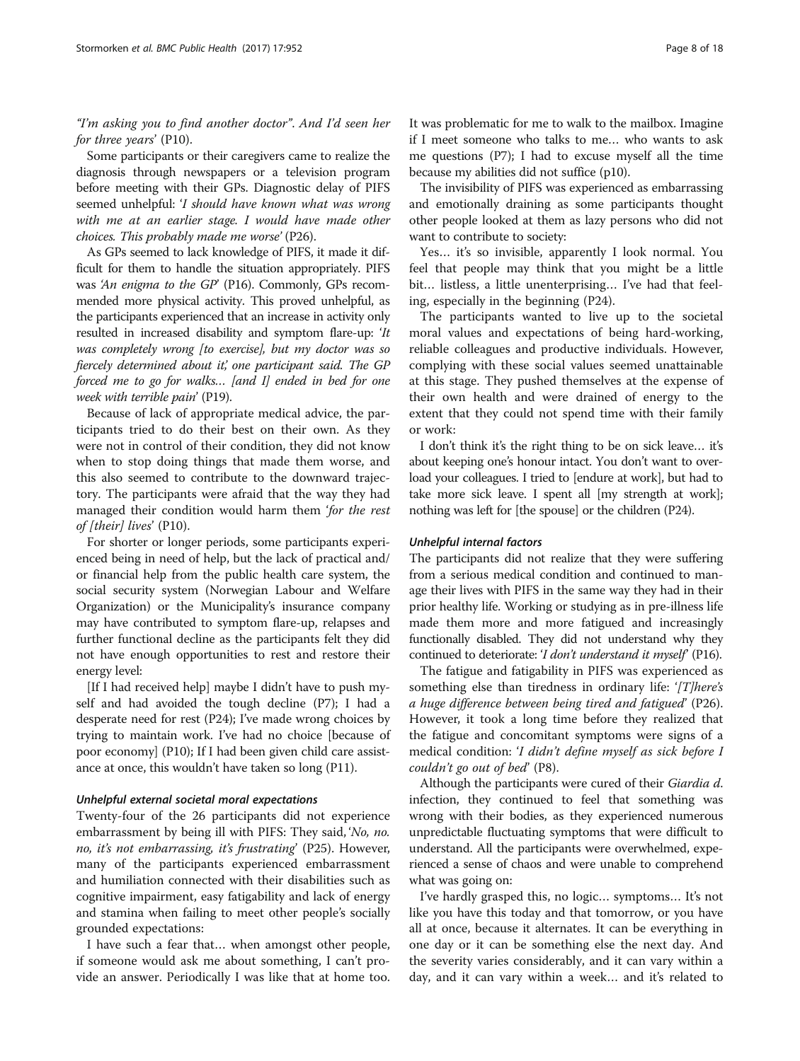*"I'm asking you to find another doctor". And I'd seen her for three years'* (P10).

Some participants or their caregivers came to realize the diagnosis through newspapers or a television program before meeting with their GPs. Diagnostic delay of PIFS seemed unhelpful: *'I should have known what was wrong with me at an earlier stage. I would have made other choices. This probably made me worse'* (P26).

As GPs seemed to lack knowledge of PIFS, it made it difficult for them to handle the situation appropriately. PIFS was *'An enigma to the GP'* (P16). Commonly, GPs recommended more physical activity. This proved unhelpful, as the participants experienced that an increase in activity only resulted in increased disability and symptom flare-up: *'It was completely wrong [to exercise], but my doctor was so fiercely determined about it,'* one participant said. The GP *forced me to go for walks… [and I] ended in bed for one week with terrible pain'* (P19).

Because of lack of appropriate medical advice, the participants tried to do their best on their own. As they were not in control of their condition, they did not know when to stop doing things that made them worse, and this also seemed to contribute to the downward trajectory. The participants were afraid that the way they had managed their condition would harm them *'for the rest of [their] lives'* (P10).

For shorter or longer periods, some participants experienced being in need of help, but the lack of practical and/or financial help from the public health care system, the social security system (Norwegian Labour and Welfare Organization) or the Municipality's insurance company may have contributed to symptom flare-up, relapses and further functional decline as the participants felt they did not have enough opportunities to rest and restore their energy level:

[If I had received help] maybe I didn't have to push myself and had avoided the tough decline (P7); I had a desperate need for rest (P24); I've made wrong choices by trying to maintain work. I've had no choice [because of poor economy] (P10); If I had been given child care assistance at once, this wouldn't have taken so long (P11).

#### *Unhelpful external societal moral expectations*

Twenty-four of the 26 participants did not experience embarrassment by being ill with PIFS: They said, *'No, no. no, it's not embarrassing, it's frustrating'* (P25). However, many of the participants experienced embarrassment and humiliation connected with their disabilities such as cognitive impairment, easy fatigability and lack of energy and stamina when failing to meet other people's socially grounded expectations:

I have such a fear that… when amongst other people, if someone would ask me about something, I can't provide an answer. Periodically I was like that at home too. It was problematic for me to walk to the mailbox. Imagine if I meet someone who talks to me… who wants to ask me questions (P7); I had to excuse myself all the time because my abilities did not suffice (p10).

The invisibility of PIFS was experienced as embarrassing and emotionally draining as some participants thought other people looked at them as lazy persons who did not want to contribute to society:

Yes… it's so invisible, apparently I look normal. You feel that people may think that you might be a little bit… listless, a little unenterprising… I've had that feeling, especially in the beginning (P24).

The participants wanted to live up to the societal moral values and expectations of being hard-working, reliable colleagues and productive individuals. However, complying with these social values seemed unattainable at this stage. They pushed themselves at the expense of their own health and were drained of energy to the extent that they could not spend time with their family or work:

I don't think it's the right thing to be on sick leave… it's about keeping one's honour intact. You don't want to overload your colleagues. I tried to [endure at work], but had to take more sick leave. I spent all [my strength at work]; nothing was left for [the spouse] or the children (P24).

#### *Unhelpful internal factors*

The participants did not realize that they were suffering from a serious medical condition and continued to manage their lives with PIFS in the same way they had in their prior healthy life. Working or studying as in pre-illness life made them more and more fatigued and increasingly functionally disabled. They did not understand why they continued to deteriorate: *'I don't understand it myself'* (P16).

The fatigue and fatigability in PIFS was experienced as something else than tiredness in ordinary life: *'[T]here's a huge difference between being tired and fatigued'* (P26). However, it took a long time before they realized that the fatigue and concomitant symptoms were signs of a medical condition: *'I didn't define myself as sick before I couldn't go out of bed'* (P8).

Although the participants were cured of their *Giardia d.* infection, they continued to feel that something was wrong with their bodies, as they experienced numerous unpredictable fluctuating symptoms that were difficult to understand. All the participants were overwhelmed, experienced a sense of chaos and were unable to comprehend what was going on:

I've hardly grasped this, no logic… symptoms… It's not like you have this today and that tomorrow, or you have all at once, because it alternates. It can be everything in one day or it can be something else the next day. And the severity varies considerably, and it can vary within a day, and it can vary within a week… and it's related to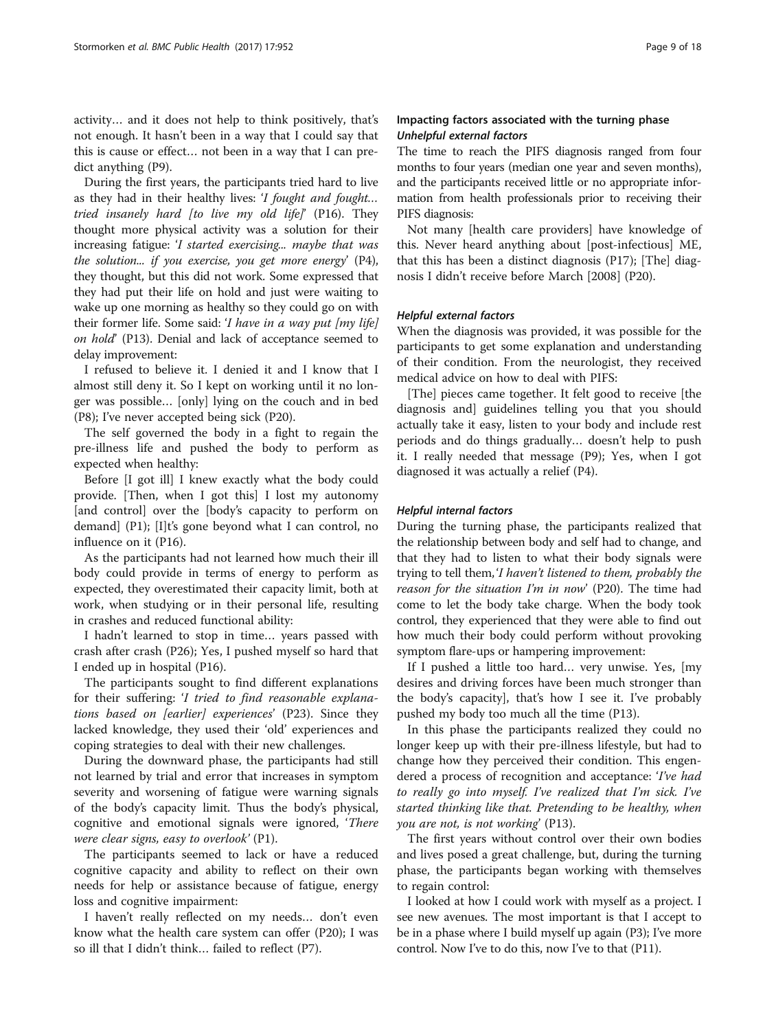activity… and it does not help to think positively, that's not enough. It hasn't been in a way that I could say that this is cause or effect… not been in a way that I can predict anything (P9).

During the first years, the participants tried hard to live as they had in their healthy lives: '*I fought and fought… tried insanely hard [to live my old life]*' (P16). They thought more physical activity was a solution for their increasing fatigue: '*I started exercising... maybe that was the solution... if you exercise, you get more energy*' (P4), they thought, but this did not work. Some expressed that they had put their life on hold and just were waiting to wake up one morning as healthy so they could go on with their former life. Some said: '*I have in a way put [my life] on hold*' (P13). Denial and lack of acceptance seemed to delay improvement:

I refused to believe it. I denied it and I know that I almost still deny it. So I kept on working until it no longer was possible… [only] lying on the couch and in bed (P8); I've never accepted being sick (P20).

The self governed the body in a fight to regain the pre-illness life and pushed the body to perform as expected when healthy:

Before [I got ill] I knew exactly what the body could provide. [Then, when I got this] I lost my autonomy [and control] over the [body's capacity to perform on demand] (P1); [I]t's gone beyond what I can control, no influence on it (P16).

As the participants had not learned how much their ill body could provide in terms of energy to perform as expected, they overestimated their capacity limit, both at work, when studying or in their personal life, resulting in crashes and reduced functional ability:

I hadn't learned to stop in time… years passed with crash after crash (P26); Yes, I pushed myself so hard that I ended up in hospital (P16).

The participants sought to find different explanations for their suffering: '*I tried to find reasonable explanations based on [earlier] experiences*' (P23). Since they lacked knowledge, they used their 'old' experiences and coping strategies to deal with their new challenges.

During the downward phase, the participants had still not learned by trial and error that increases in symptom severity and worsening of fatigue were warning signals of the body's capacity limit. Thus the body's physical, cognitive and emotional signals were ignored, '*There were clear signs, easy to overlook*' (P1).

The participants seemed to lack or have a reduced cognitive capacity and ability to reflect on their own needs for help or assistance because of fatigue, energy loss and cognitive impairment:

I haven't really reflected on my needs… don't even know what the health care system can offer (P20); I was so ill that I didn't think… failed to reflect (P7).

### Impacting factors associated with the turning phase

#### *Unhelpful external factors*

The time to reach the PIFS diagnosis ranged from four months to four years (median one year and seven months), and the participants received little or no appropriate information from health professionals prior to receiving their PIFS diagnosis:

Not many [health care providers] have knowledge of this. Never heard anything about [post-infectious] ME, that this has been a distinct diagnosis (P17); [The] diagnosis I didn't receive before March [2008] (P20).

#### *Helpful external factors*

When the diagnosis was provided, it was possible for the participants to get some explanation and understanding of their condition. From the neurologist, they received medical advice on how to deal with PIFS:

[The] pieces came together. It felt good to receive [the diagnosis and] guidelines telling you that you should actually take it easy, listen to your body and include rest periods and do things gradually… doesn't help to push it. I really needed that message (P9); Yes, when I got diagnosed it was actually a relief (P4).

#### *Helpful internal factors*

During the turning phase, the participants realized that the relationship between body and self had to change, and that they had to listen to what their body signals were trying to tell them, '*I haven't listened to them, probably the reason for the situation I'm in now*' (P20). The time had come to let the body take charge. When the body took control, they experienced that they were able to find out how much their body could perform without provoking symptom flare-ups or hampering improvement:

If I pushed a little too hard… very unwise. Yes, [my desires and driving forces have been much stronger than the body's capacity], that's how I see it. I've probably pushed my body too much all the time (P13).

In this phase the participants realized they could no longer keep up with their pre-illness lifestyle, but had to change how they perceived their condition. This engendered a process of recognition and acceptance: '*I've had to really go into myself. I've realized that I'm sick. I've started thinking like that. Pretending to be healthy, when you are not, is not working*' (P13).

The first years without control over their own bodies and lives posed a great challenge, but, during the turning phase, the participants began working with themselves to regain control:

I looked at how I could work with myself as a project. I see new avenues. The most important is that I accept to be in a phase where I build myself up again (P3); I've more control. Now I've to do this, now I've to that (P11).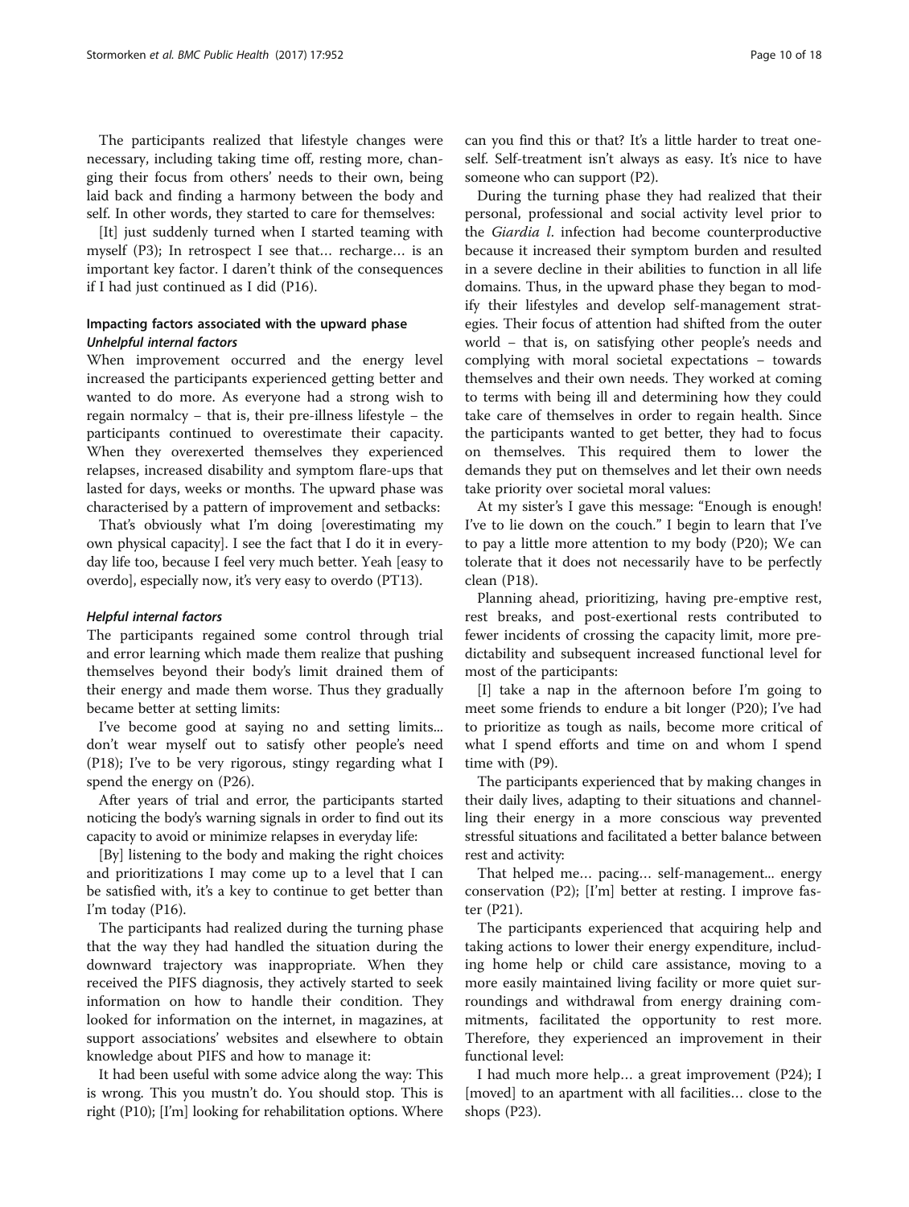The participants realized that lifestyle changes were necessary, including taking time off, resting more, changing their focus from others' needs to their own, being laid back and finding a harmony between the body and self. In other words, they started to care for themselves:

[It] just suddenly turned when I started teaming with myself (P3); In retrospect I see that… recharge… is an important key factor. I daren't think of the consequences if I had just continued as I did (P16).

### Impacting factors associated with the upward phase

#### *Unhelpful internal factors*

When improvement occurred and the energy level increased the participants experienced getting better and wanted to do more. As everyone had a strong wish to regain normalcy – that is, their pre-illness lifestyle – the participants continued to overestimate their capacity. When they overexerted themselves they experienced relapses, increased disability and symptom flare-ups that lasted for days, weeks or months. The upward phase was characterised by a pattern of improvement and setbacks:

That's obviously what I'm doing [overestimating my own physical capacity]. I see the fact that I do it in everyday life too, because I feel very much better. Yeah [easy to overdo], especially now, it's very easy to overdo (PT13).

#### *Helpful internal factors*

The participants regained some control through trial and error learning which made them realize that pushing themselves beyond their body's limit drained them of their energy and made them worse. Thus they gradually became better at setting limits:

I've become good at saying no and setting limits... don't wear myself out to satisfy other people's need (P18); I've to be very rigorous, stingy regarding what I spend the energy on (P26).

After years of trial and error, the participants started noticing the body's warning signals in order to find out its capacity to avoid or minimize relapses in everyday life:

[By] listening to the body and making the right choices and prioritizations I may come up to a level that I can be satisfied with, it's a key to continue to get better than I'm today (P16).

The participants had realized during the turning phase that the way they had handled the situation during the downward trajectory was inappropriate. When they received the PIFS diagnosis, they actively started to seek information on how to handle their condition. They looked for information on the internet, in magazines, at support associations' websites and elsewhere to obtain knowledge about PIFS and how to manage it:

It had been useful with some advice along the way: This is wrong. This you mustn't do. You should stop. This is right (P10); [I'm] looking for rehabilitation options. Where can you find this or that? It's a little harder to treat oneself. Self-treatment isn't always as easy. It's nice to have someone who can support (P2).

During the turning phase they had realized that their personal, professional and social activity level prior to the *Giardia l.* infection had become counterproductive because it increased their symptom burden and resulted in a severe decline in their abilities to function in all life domains. Thus, in the upward phase they began to modify their lifestyles and develop self-management strategies. Their focus of attention had shifted from the outer world – that is, on satisfying other people's needs and complying with moral societal expectations – towards themselves and their own needs. They worked at coming to terms with being ill and determining how they could take care of themselves in order to regain health. Since the participants wanted to get better, they had to focus on themselves. This required them to lower the demands they put on themselves and let their own needs take priority over societal moral values:

At my sister's I gave this message: "Enough is enough! I've to lie down on the couch." I begin to learn that I've to pay a little more attention to my body (P20); We can tolerate that it does not necessarily have to be perfectly clean (P18).

Planning ahead, prioritizing, having pre-emptive rest, rest breaks, and post-exertional rests contributed to fewer incidents of crossing the capacity limit, more predictability and subsequent increased functional level for most of the participants:

[I] take a nap in the afternoon before I'm going to meet some friends to endure a bit longer (P20); I've had to prioritize as tough as nails, become more critical of what I spend efforts and time on and whom I spend time with (P9).

The participants experienced that by making changes in their daily lives, adapting to their situations and channelling their energy in a more conscious way prevented stressful situations and facilitated a better balance between rest and activity:

That helped me… pacing… self-management... energy conservation (P2); [I'm] better at resting. I improve faster (P21).

The participants experienced that acquiring help and taking actions to lower their energy expenditure, including home help or child care assistance, moving to a more easily maintained living facility or more quiet surroundings and withdrawal from energy draining commitments, facilitated the opportunity to rest more. Therefore, they experienced an improvement in their functional level:

I had much more help… a great improvement (P24); I [moved] to an apartment with all facilities… close to the shops (P23).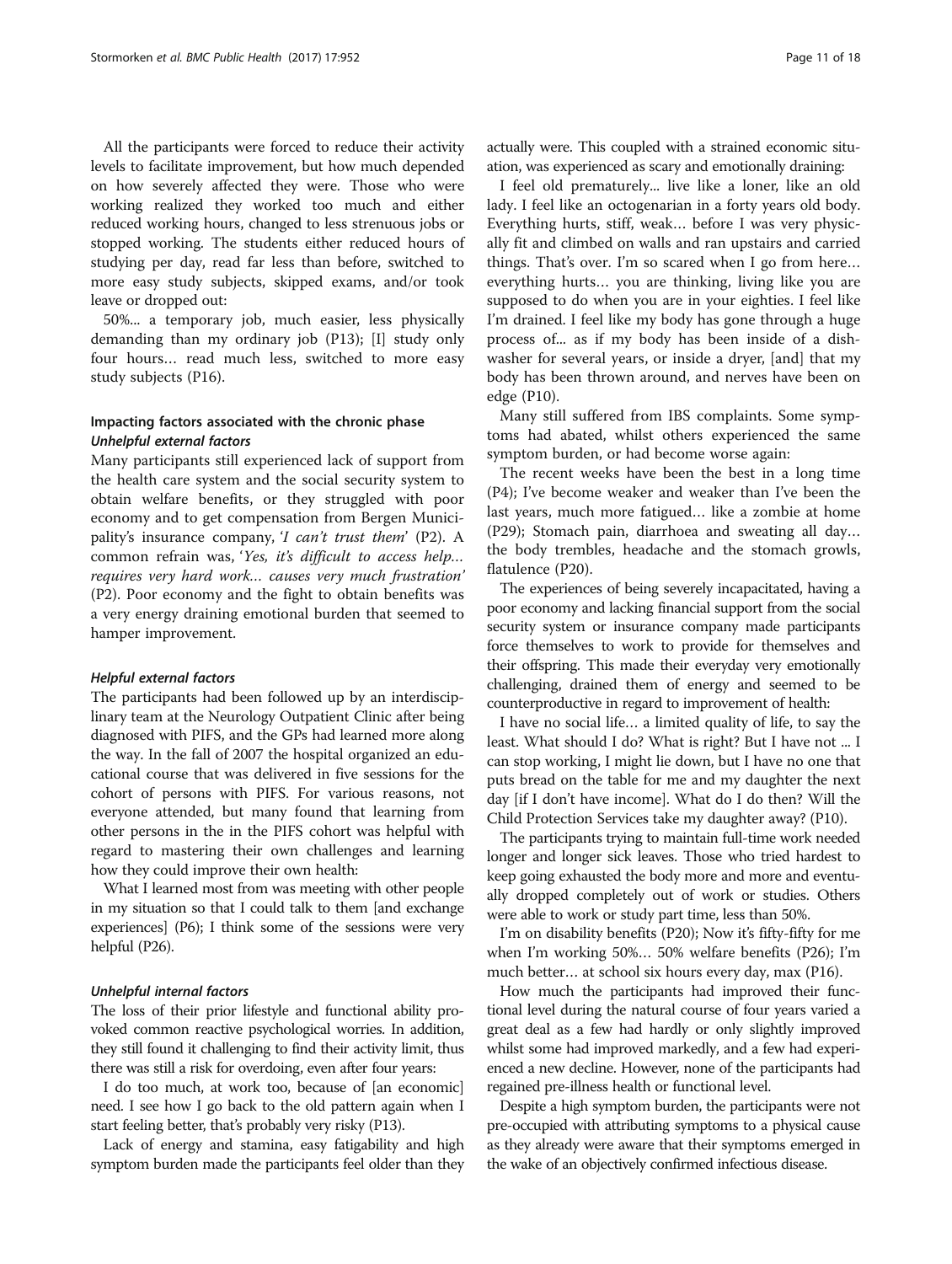All the participants were forced to reduce their activity levels to facilitate improvement, but how much depended on how severely affected they were. Those who were working realized they worked too much and either reduced working hours, changed to less strenuous jobs or stopped working. The students either reduced hours of studying per day, read far less than before, switched to more easy study subjects, skipped exams, and/or took leave or dropped out:

50%... a temporary job, much easier, less physically demanding than my ordinary job (P13); [I] study only four hours… read much less, switched to more easy study subjects (P16).

## Impacting factors associated with the chronic phase

### *Unhelpful external factors*

Many participants still experienced lack of support from the health care system and the social security system to obtain welfare benefits, or they struggled with poor economy and to get compensation from Bergen Municipality's insurance company, '*I can't trust them*' (P2). A common refrain was, '*Yes, it's difficult to access help… requires very hard work… causes very much frustration*' (P2). Poor economy and the fight to obtain benefits was a very energy draining emotional burden that seemed to hamper improvement.

### *Helpful external factors*

The participants had been followed up by an interdisciplinary team at the Neurology Outpatient Clinic after being diagnosed with PIFS, and the GPs had learned more along the way. In the fall of 2007 the hospital organized an educational course that was delivered in five sessions for the cohort of persons with PIFS. For various reasons, not everyone attended, but many found that learning from other persons in the in the PIFS cohort was helpful with regard to mastering their own challenges and learning how they could improve their own health:

What I learned most from was meeting with other people in my situation so that I could talk to them [and exchange experiences] (P6); I think some of the sessions were very helpful (P26).

### *Unhelpful internal factors*

The loss of their prior lifestyle and functional ability provoked common reactive psychological worries. In addition, they still found it challenging to find their activity limit, thus there was still a risk for overdoing, even after four years:

I do too much, at work too, because of [an economic] need. I see how I go back to the old pattern again when I start feeling better, that's probably very risky (P13).

Lack of energy and stamina, easy fatigability and high symptom burden made the participants feel older than they actually were. This coupled with a strained economic situation, was experienced as scary and emotionally draining:

I feel old prematurely... live like a loner, like an old lady. I feel like an octogenarian in a forty years old body. Everything hurts, stiff, weak… before I was very physically fit and climbed on walls and ran upstairs and carried things. That's over. I'm so scared when I go from here… everything hurts… you are thinking, living like you are supposed to do when you are in your eighties. I feel like I'm drained. I feel like my body has gone through a huge process of... as if my body has been inside of a dishwasher for several years, or inside a dryer, [and] that my body has been thrown around, and nerves have been on edge (P10).

Many still suffered from IBS complaints. Some symptoms had abated, whilst others experienced the same symptom burden, or had become worse again:

The recent weeks have been the best in a long time (P4); I've become weaker and weaker than I've been the last years, much more fatigued… like a zombie at home (P29); Stomach pain, diarrhoea and sweating all day… the body trembles, headache and the stomach growls, flatulence (P20).

The experiences of being severely incapacitated, having a poor economy and lacking financial support from the social security system or insurance company made participants force themselves to work to provide for themselves and their offspring. This made their everyday very emotionally challenging, drained them of energy and seemed to be counterproductive in regard to improvement of health:

I have no social life… a limited quality of life, to say the least. What should I do? What is right? But I have not ... I can stop working, I might lie down, but I have no one that puts bread on the table for me and my daughter the next day [if I don't have income]. What do I do then? Will the Child Protection Services take my daughter away? (P10).

The participants trying to maintain full-time work needed longer and longer sick leaves. Those who tried hardest to keep going exhausted the body more and more and eventually dropped completely out of work or studies. Others were able to work or study part time, less than 50%.

I'm on disability benefits (P20); Now it's fifty-fifty for me when I'm working 50%… 50% welfare benefits (P26); I'm much better… at school six hours every day, max (P16).

How much the participants had improved their functional level during the natural course of four years varied a great deal as a few had hardly or only slightly improved whilst some had improved markedly, and a few had experienced a new decline. However, none of the participants had regained pre-illness health or functional level.

Despite a high symptom burden, the participants were not pre-occupied with attributing symptoms to a physical cause as they already were aware that their symptoms emerged in the wake of an objectively confirmed infectious disease.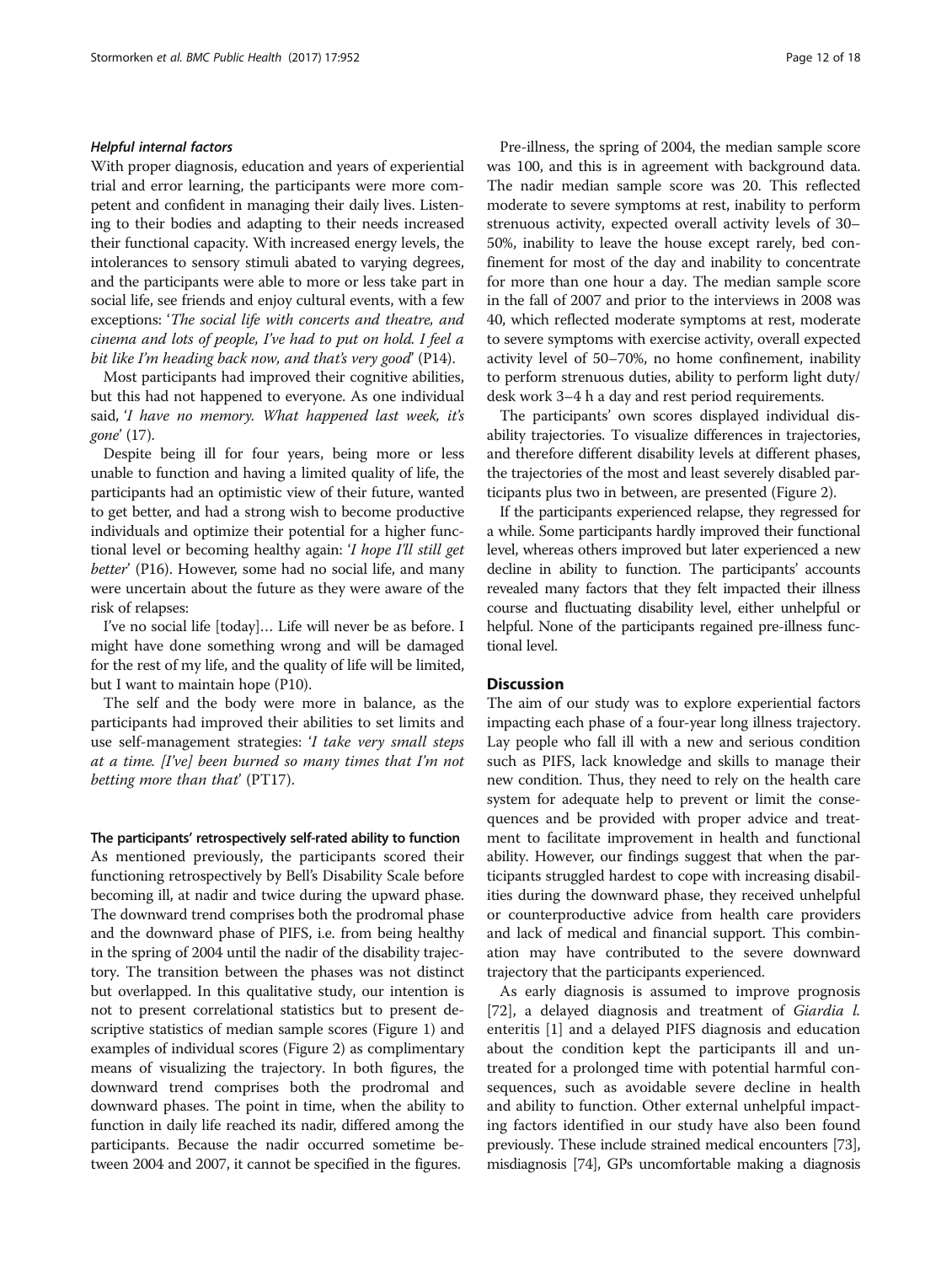#### *Helpful internal factors*

With proper diagnosis, education and years of experiential trial and error learning, the participants were more competent and confident in managing their daily lives. Listening to their bodies and adapting to their needs increased their functional capacity. With increased energy levels, the intolerances to sensory stimuli abated to varying degrees, and the participants were able to more or less take part in social life, see friends and enjoy cultural events, with a few exceptions: '*The social life with concerts and theatre, and cinema and lots of people, I've had to put on hold. I feel a bit like I'm heading back now, and that's very good*' (P14).

Most participants had improved their cognitive abilities, but this had not happened to everyone. As one individual said, '*I have no memory. What happened last week, it's gone*' (17).

Despite being ill for four years, being more or less unable to function and having a limited quality of life, the participants had an optimistic view of their future, wanted to get better, and had a strong wish to become productive individuals and optimize their potential for a higher functional level or becoming healthy again: '*I hope I'll still get better*' (P16). However, some had no social life, and many were uncertain about the future as they were aware of the risk of relapses:

I've no social life [today]… Life will never be as before. I might have done something wrong and will be damaged for the rest of my life, and the quality of life will be limited, but I want to maintain hope (P10).

The self and the body were more in balance, as the participants had improved their abilities to set limits and use self-management strategies: '*I take very small steps at a time. [I've] been burned so many times that I'm not betting more than that*' (PT17).

### The participants' retrospectively self-rated ability to function

As mentioned previously, the participants scored their functioning retrospectively by Bell's Disability Scale before becoming ill, at nadir and twice during the upward phase. The downward trend comprises both the prodromal phase and the downward phase of PIFS, i.e. from being healthy in the spring of 2004 until the nadir of the disability trajectory. The transition between the phases was not distinct but overlapped. In this qualitative study, our intention is not to present correlational statistics but to present descriptive statistics of median sample scores (Figure 1) and examples of individual scores (Figure 2) as complimentary means of visualizing the trajectory. In both figures, the downward trend comprises both the prodromal and downward phases. The point in time, when the ability to function in daily life reached its nadir, differed among the participants. Because the nadir occurred sometime between 2004 and 2007, it cannot be specified in the figures.

Pre-illness, the spring of 2004, the median sample score was 100, and this is in agreement with background data. The nadir median sample score was 20. This reflected moderate to severe symptoms at rest, inability to perform strenuous activity, expected overall activity levels of 30–50%, inability to leave the house except rarely, bed confinement for most of the day and inability to concentrate for more than one hour a day. The median sample score in the fall of 2007 and prior to the interviews in 2008 was 40, which reflected moderate symptoms at rest, moderate to severe symptoms with exercise activity, overall expected activity level of 50–70%, no home confinement, inability to perform strenuous duties, ability to perform light duty/desk work 3–4 h a day and rest period requirements.

The participants' own scores displayed individual disability trajectories. To visualize differences in trajectories, and therefore different disability levels at different phases, the trajectories of the most and least severely disabled participants plus two in between, are presented (Figure 2).

If the participants experienced relapse, they regressed for a while. Some participants hardly improved their functional level, whereas others improved but later experienced a new decline in ability to function. The participants' accounts revealed many factors that they felt impacted their illness course and fluctuating disability level, either unhelpful or helpful. None of the participants regained pre-illness functional level.

## Discussion

The aim of our study was to explore experiential factors impacting each phase of a four-year long illness trajectory. Lay people who fall ill with a new and serious condition such as PIFS, lack knowledge and skills to manage their new condition. Thus, they need to rely on the health care system for adequate help to prevent or limit the consequences and be provided with proper advice and treatment to facilitate improvement in health and functional ability. However, our findings suggest that when the participants struggled hardest to cope with increasing disabilities during the downward phase, they received unhelpful or counterproductive advice from health care providers and lack of medical and financial support. This combination may have contributed to the severe downward trajectory that the participants experienced.

As early diagnosis is assumed to improve prognosis [72], a delayed diagnosis and treatment of *Giardia l.* enteritis [1] and a delayed PIFS diagnosis and education about the condition kept the participants ill and untreated for a prolonged time with potential harmful consequences, such as avoidable severe decline in health and ability to function. Other external unhelpful impacting factors identified in our study have also been found previously. These include strained medical encounters [73], misdiagnosis [74], GPs uncomfortable making a diagnosis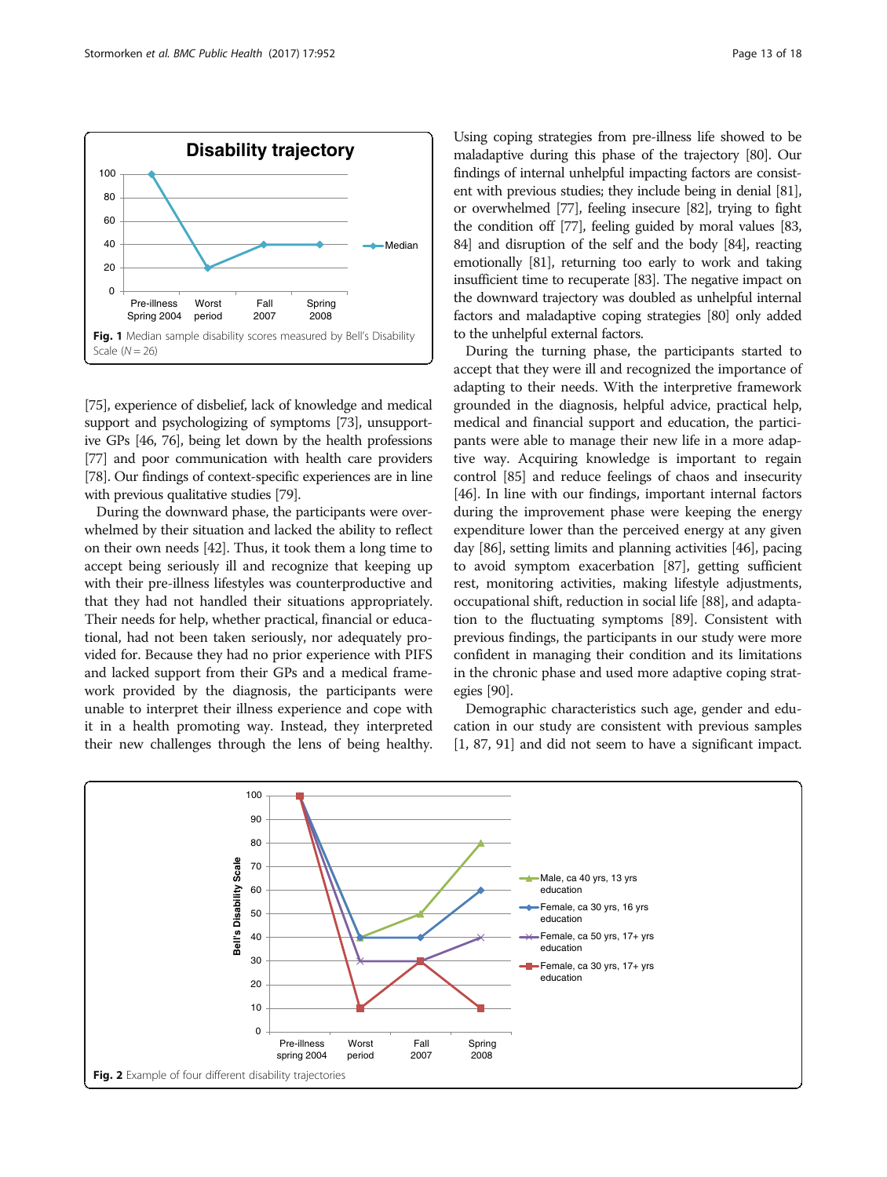Fig. 1 Median sample disability scores measured by Bell's Disability Scale (N = 26)

[75], experience of disbelief, lack of knowledge and medical support and psychologizing of symptoms [73], unsupportive GPs [46, 76], being let down by the health professions [77] and poor communication with health care providers [78]. Our findings of context-specific experiences are in line with previous qualitative studies [79].

During the downward phase, the participants were overwhelmed by their situation and lacked the ability to reflect on their own needs [42]. Thus, it took them a long time to accept being seriously ill and recognize that keeping up with their pre-illness lifestyles was counterproductive and that they had not handled their situations appropriately. Their needs for help, whether practical, financial or educational, had not been taken seriously, nor adequately provided for. Because they had no prior experience with PIFS and lacked support from their GPs and a medical framework provided by the diagnosis, the participants were unable to interpret their illness experience and cope with it in a health promoting way. Instead, they interpreted their new challenges through the lens of being healthy. Using coping strategies from pre-illness life showed to be maladaptive during this phase of the trajectory [80]. Our findings of internal unhelpful impacting factors are consistent with previous studies; they include being in denial [81], or overwhelmed [77], feeling insecure [82], trying to fight the condition off [77], feeling guided by moral values [83, 84] and disruption of the self and the body [84], reacting emotionally [81], returning too early to work and taking insufficient time to recuperate [83]. The negative impact on the downward trajectory was doubled as unhelpful internal factors and maladaptive coping strategies [80] only added to the unhelpful external factors.

During the turning phase, the participants started to accept that they were ill and recognized the importance of adapting to their needs. With the interpretive framework grounded in the diagnosis, helpful advice, practical help, medical and financial support and education, the participants were able to manage their new life in a more adaptive way. Acquiring knowledge is important to regain control [85] and reduce feelings of chaos and insecurity [46]. In line with our findings, important internal factors during the improvement phase were keeping the energy expenditure lower than the perceived energy at any given day [86], setting limits and planning activities [46], pacing to avoid symptom exacerbation [87], getting sufficient rest, monitoring activities, making lifestyle adjustments, occupational shift, reduction in social life [88], and adaptation to the fluctuating symptoms [89]. Consistent with previous findings, the participants in our study were more confident in managing their condition and its limitations in the chronic phase and used more adaptive coping strategies [90].

Demographic characteristics such age, gender and education in our study are consistent with previous samples [1, 87, 91] and did not seem to have a significant impact.

Fig. 2 Example of four different disability trajectories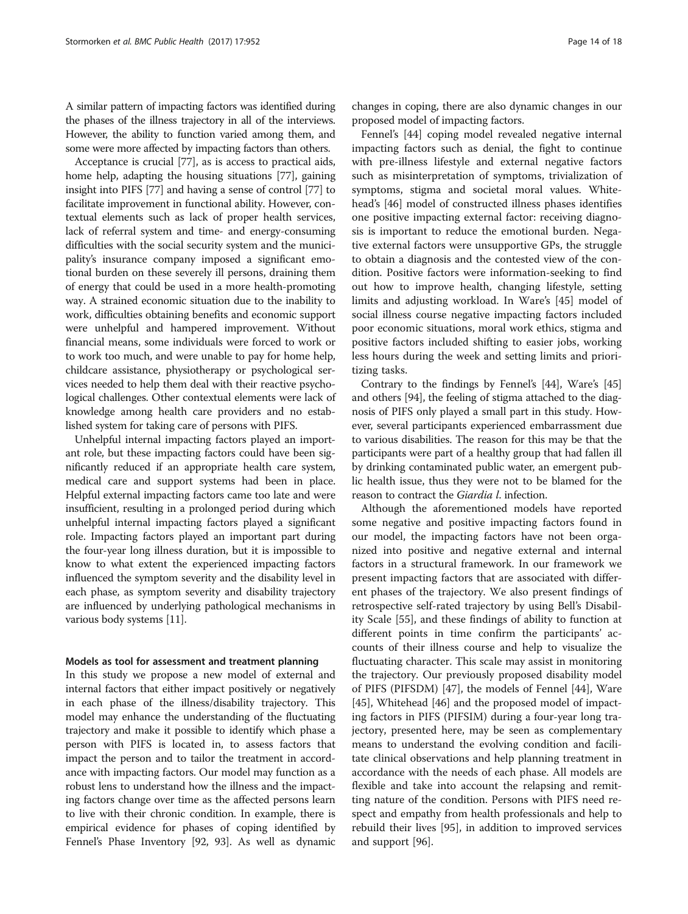A similar pattern of impacting factors was identified during the phases of the illness trajectory in all of the interviews. However, the ability to function varied among them, and some were more affected by impacting factors than others.

Acceptance is crucial [77], as is access to practical aids, home help, adapting the housing situations [77], gaining insight into PIFS [77] and having a sense of control [77] to facilitate improvement in functional ability. However, contextual elements such as lack of proper health services, lack of referral system and time- and energy-consuming difficulties with the social security system and the municipality's insurance company imposed a significant emotional burden on these severely ill persons, draining them of energy that could be used in a more health-promoting way. A strained economic situation due to the inability to work, difficulties obtaining benefits and economic support were unhelpful and hampered improvement. Without financial means, some individuals were forced to work or to work too much, and were unable to pay for home help, childcare assistance, physiotherapy or psychological services needed to help them deal with their reactive psychological challenges. Other contextual elements were lack of knowledge among health care providers and no established system for taking care of persons with PIFS.

Unhelpful internal impacting factors played an important role, but these impacting factors could have been significantly reduced if an appropriate health care system, medical care and support systems had been in place. Helpful external impacting factors came too late and were insufficient, resulting in a prolonged period during which unhelpful internal impacting factors played a significant role. Impacting factors played an important part during the four-year long illness duration, but it is impossible to know to what extent the experienced impacting factors influenced the symptom severity and the disability level in each phase, as symptom severity and disability trajectory are influenced by underlying pathological mechanisms in various body systems [11].

#### Models as tool for assessment and treatment planning

In this study we propose a new model of external and internal factors that either impact positively or negatively in each phase of the illness/disability trajectory. This model may enhance the understanding of the fluctuating trajectory and make it possible to identify which phase a person with PIFS is located in, to assess factors that impact the person and to tailor the treatment in accordance with impacting factors. Our model may function as a robust lens to understand how the illness and the impacting factors change over time as the affected persons learn to live with their chronic condition. In example, there is empirical evidence for phases of coping identified by Fennel's Phase Inventory [92, 93]. As well as dynamic changes in coping, there are also dynamic changes in our proposed model of impacting factors.

Fennel's [44] coping model revealed negative internal impacting factors such as denial, the fight to continue with pre-illness lifestyle and external negative factors such as misinterpretation of symptoms, trivialization of symptoms, stigma and societal moral values. Whitehead's [46] model of constructed illness phases identifies one positive impacting external factor: receiving diagnosis is important to reduce the emotional burden. Negative external factors were unsupportive GPs, the struggle to obtain a diagnosis and the contested view of the condition. Positive factors were information-seeking to find out how to improve health, changing lifestyle, setting limits and adjusting workload. In Ware's [45] model of social illness course negative impacting factors included poor economic situations, moral work ethics, stigma and positive factors included shifting to easier jobs, working less hours during the week and setting limits and prioritizing tasks.

Contrary to the findings by Fennel's [44], Ware's [45] and others [94], the feeling of stigma attached to the diagnosis of PIFS only played a small part in this study. However, several participants experienced embarrassment due to various disabilities. The reason for this may be that the participants were part of a healthy group that had fallen ill by drinking contaminated public water, an emergent public health issue, thus they were not to be blamed for the reason to contract the *Giardia l.* infection.

Although the aforementioned models have reported some negative and positive impacting factors found in our model, the impacting factors have not been organized into positive and negative external and internal factors in a structural framework. In our framework we present impacting factors that are associated with different phases of the trajectory. We also present findings of retrospective self-rated trajectory by using Bell's Disability Scale [55], and these findings of ability to function at different points in time confirm the participants' accounts of their illness course and help to visualize the fluctuating character. This scale may assist in monitoring the trajectory. Our previously proposed disability model of PIFS (PIFSDM) [47], the models of Fennel [44], Ware [45], Whitehead [46] and the proposed model of impacting factors in PIFS (PIFSIM) during a four-year long trajectory, presented here, may be seen as complementary means to understand the evolving condition and facilitate clinical observations and help planning treatment in accordance with the needs of each phase. All models are flexible and take into account the relapsing and remitting nature of the condition. Persons with PIFS need respect and empathy from health professionals and help to rebuild their lives [95], in addition to improved services and support [96].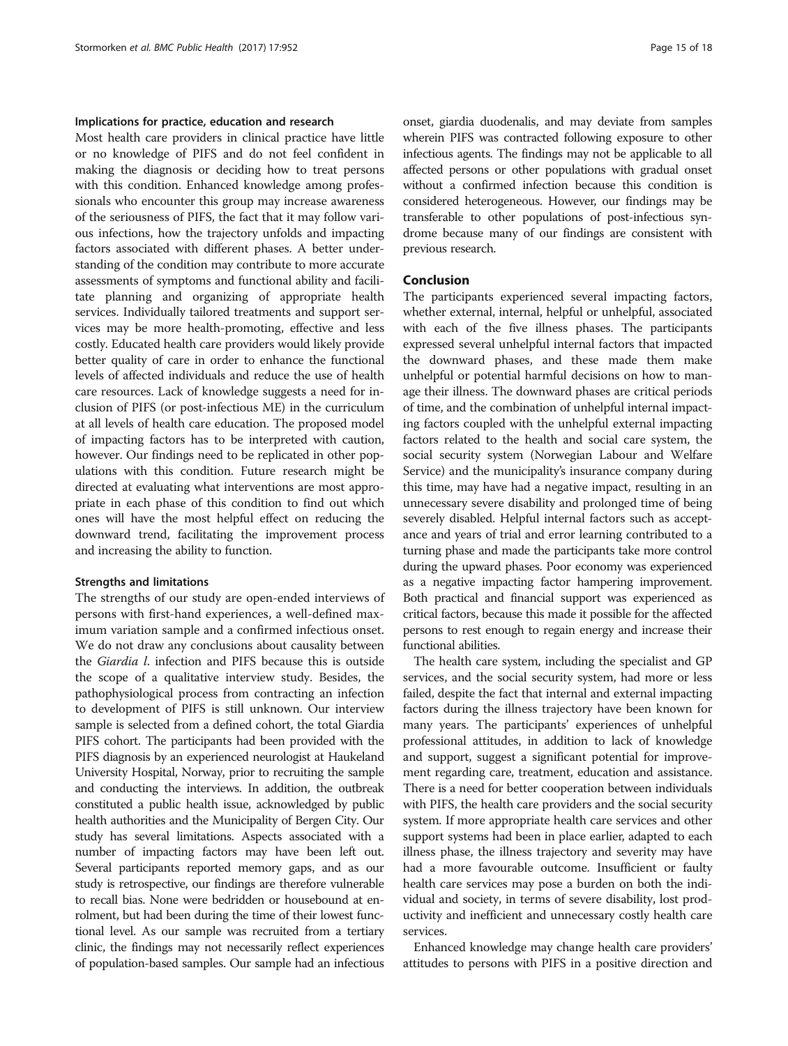### Implications for practice, education and research

Most health care providers in clinical practice have little or no knowledge of PIFS and do not feel confident in making the diagnosis or deciding how to treat persons with this condition. Enhanced knowledge among professionals who encounter this group may increase awareness of the seriousness of PIFS, the fact that it may follow various infections, how the trajectory unfolds and impacting factors associated with different phases. A better understanding of the condition may contribute to more accurate assessments of symptoms and functional ability and facilitate planning and organizing of appropriate health services. Individually tailored treatments and support services may be more health-promoting, effective and less costly. Educated health care providers would likely provide better quality of care in order to enhance the functional levels of affected individuals and reduce the use of health care resources. Lack of knowledge suggests a need for inclusion of PIFS (or post-infectious ME) in the curriculum at all levels of health care education. The proposed model of impacting factors has to be interpreted with caution, however. Our findings need to be replicated in other populations with this condition. Future research might be directed at evaluating what interventions are most appropriate in each phase of this condition to find out which ones will have the most helpful effect on reducing the downward trend, facilitating the improvement process and increasing the ability to function.

### Strengths and limitations

The strengths of our study are open-ended interviews of persons with first-hand experiences, a well-defined maximum variation sample and a confirmed infectious onset. We do not draw any conclusions about causality between the *Giardia l.* infection and PIFS because this is outside the scope of a qualitative interview study. Besides, the pathophysiological process from contracting an infection to development of PIFS is still unknown. Our interview sample is selected from a defined cohort, the total Giardia PIFS cohort. The participants had been provided with the PIFS diagnosis by an experienced neurologist at Haukeland University Hospital, Norway, prior to recruiting the sample and conducting the interviews. In addition, the outbreak constituted a public health issue, acknowledged by public health authorities and the Municipality of Bergen City. Our study has several limitations. Aspects associated with a number of impacting factors may have been left out. Several participants reported memory gaps, and as our study is retrospective, our findings are therefore vulnerable to recall bias. None were bedridden or housebound at enrolment, but had been during the time of their lowest functional level. As our sample was recruited from a tertiary clinic, the findings may not necessarily reflect experiences of population-based samples. Our sample had an infectious onset, giardia duodenalis, and may deviate from samples wherein PIFS was contracted following exposure to other infectious agents. The findings may not be applicable to all affected persons or other populations with gradual onset without a confirmed infection because this condition is considered heterogeneous. However, our findings may be transferable to other populations of post-infectious syndrome because many of our findings are consistent with previous research.

## Conclusion

The participants experienced several impacting factors, whether external, internal, helpful or unhelpful, associated with each of the five illness phases. The participants expressed several unhelpful internal factors that impacted the downward phases, and these made them make unhelpful or potential harmful decisions on how to manage their illness. The downward phases are critical periods of time, and the combination of unhelpful internal impacting factors coupled with the unhelpful external impacting factors related to the health and social care system, the social security system (Norwegian Labour and Welfare Service) and the municipality's insurance company during this time, may have had a negative impact, resulting in an unnecessary severe disability and prolonged time of being severely disabled. Helpful internal factors such as acceptance and years of trial and error learning contributed to a turning phase and made the participants take more control during the upward phases. Poor economy was experienced as a negative impacting factor hampering improvement. Both practical and financial support was experienced as critical factors, because this made it possible for the affected persons to rest enough to regain energy and increase their functional abilities.

The health care system, including the specialist and GP services, and the social security system, had more or less failed, despite the fact that internal and external impacting factors during the illness trajectory have been known for many years. The participants' experiences of unhelpful professional attitudes, in addition to lack of knowledge and support, suggest a significant potential for improvement regarding care, treatment, education and assistance. There is a need for better cooperation between individuals with PIFS, the health care providers and the social security system. If more appropriate health care services and other support systems had been in place earlier, adapted to each illness phase, the illness trajectory and severity may have had a more favourable outcome. Insufficient or faulty health care services may pose a burden on both the individual and society, in terms of severe disability, lost productivity and inefficient and unnecessary costly health care services.

Enhanced knowledge may change health care providers' attitudes to persons with PIFS in a positive direction and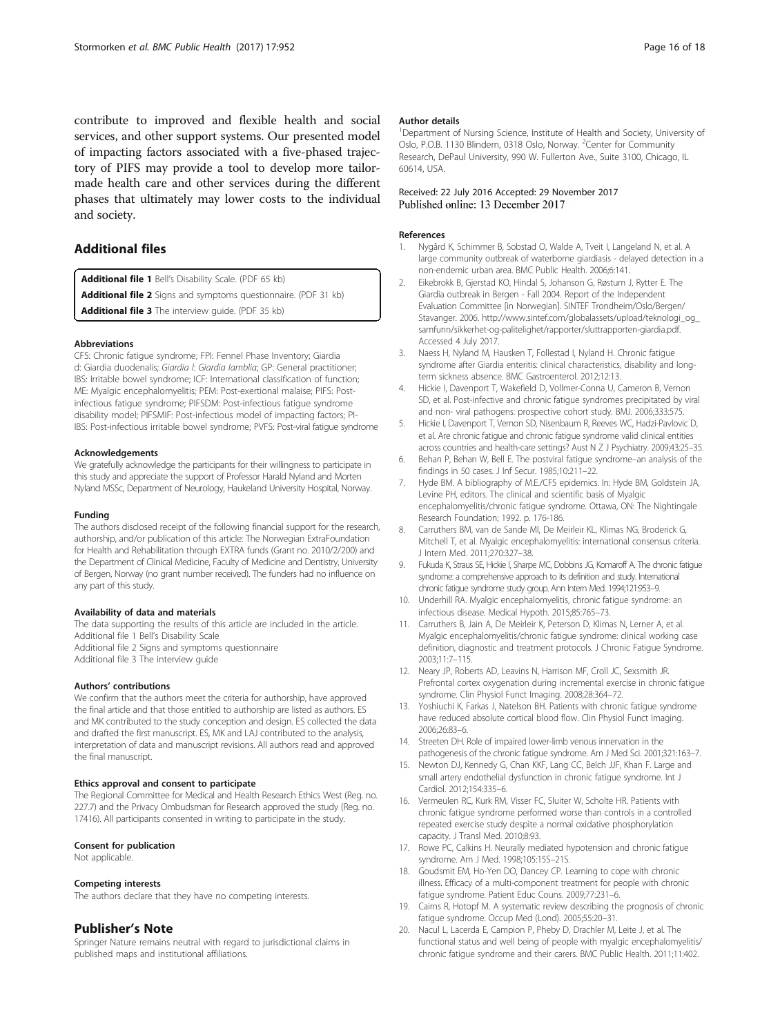contribute to improved and flexible health and social services, and other support systems. Our presented model of impacting factors associated with a five-phased trajectory of PIFS may provide a tool to develop more tailor-made health care and other services during the different phases that ultimately may lower costs to the individual and society.

## Additional files

**Additional file 1** Bell's Disability Scale. (PDF 65 kb)

**Additional file 2** Signs and symptoms questionnaire. (PDF 31 kb)

**Additional file 3** The interview guide. (PDF 35 kb)

#### Abbreviations

CFS: Chronic fatigue syndrome; FPI: Fennel Phase Inventory; Giardia d: Giardia duodenalis; *Giardia l*: *Giardia lamblia*; GP: General practitioner; IBS: Irritable bowel syndrome; ICF: International classification of function; ME: Myalgic encephalomyelitis; PEM: Post-exertional malaise; PIFS: Post-infectious fatigue syndrome; PIFSDM: Post-infectious fatigue syndrome disability model; PIFSMIF: Post-infectious model of impacting factors; PI-IBS: Post-infectious irritable bowel syndrome; PVFS: Post-viral fatigue syndrome

#### Acknowledgements

We gratefully acknowledge the participants for their willingness to participate in this study and appreciate the support of Professor Harald Nyland and Morten Nyland MSSc, Department of Neurology, Haukeland University Hospital, Norway.

#### Funding

The authors disclosed receipt of the following financial support for the research, authorship, and/or publication of this article: The Norwegian ExtraFoundation for Health and Rehabilitation through EXTRA funds (Grant no. 2010/2/200) and the Department of Clinical Medicine, Faculty of Medicine and Dentistry, University of Bergen, Norway (no grant number received). The funders had no influence on any part of this study.

#### Availability of data and materials

The data supporting the results of this article are included in the article.
Additional file 1 Bell's Disability Scale
Additional file 2 Signs and symptoms questionnaire
Additional file 3 The interview guide

#### Authors' contributions

We confirm that the authors meet the criteria for authorship, have approved the final article and that those entitled to authorship are listed as authors. ES and MK contributed to the study conception and design. ES collected the data and drafted the first manuscript. ES, MK and LAJ contributed to the analysis, interpretation of data and manuscript revisions. All authors read and approved the final manuscript.

#### Ethics approval and consent to participate

The Regional Committee for Medical and Health Research Ethics West (Reg. no. 227.7) and the Privacy Ombudsman for Research approved the study (Reg. no. 17416). All participants consented in writing to participate in the study.

#### Consent for publication

Not applicable.

#### Competing interests

The authors declare that they have no competing interests.

## Publisher's Note

Springer Nature remains neutral with regard to jurisdictional claims in published maps and institutional affiliations.

#### Author details

[1]Department of Nursing Science, Institute of Health and Society, University of Oslo, P.O.B. 1130 Blindern, 0318 Oslo, Norway. [2]Center for Community Research, DePaul University, 990 W. Fullerton Ave., Suite 3100, Chicago, IL 60614, USA.

Received: 22 July 2016 Accepted: 29 November 2017
Published online: 13 December 2017

#### References

1. Nygård K, Schimmer B, Sobstad O, Walde A, Tveit I, Langeland N, et al. A large community outbreak of waterborne giardiasis - delayed detection in a non-endemic urban area. BMC Public Health. 2006;6:141.
2. Eikebrokk B, Gjerstad KO, Hindal S, Johanson G, Røstum J, Rytter E. The Giardia outbreak in Bergen - Fall 2004. Report of the Independent Evaluation Committee [in Norwegian]. SINTEF Trondheim/Oslo/Bergen/Stavanger. 2006. http://www.sintef.com/globalassets/upload/teknologi_og_samfunn/sikkerhet-og-palitelighet/rapporter/sluttrapporten-giardia.pdf. Accessed 4 July 2017.
3. Naess H, Nyland M, Hausken T, Follestad I, Nyland H. Chronic fatigue syndrome after Giardia enteritis: clinical characteristics, disability and long-term sickness absence. BMC Gastroenterol. 2012;12:13.
4. Hickie I, Davenport T, Wakefield D, Vollmer-Conna U, Cameron B, Vernon SD, et al. Post-infective and chronic fatigue syndromes precipitated by viral and non- viral pathogens: prospective cohort study. BMJ. 2006;333:575.
5. Hickie I, Davenport T, Vernon SD, Nisenbaum R, Reeves WC, Hadzi-Pavlovic D, et al. Are chronic fatigue and chronic fatigue syndrome valid clinical entities across countries and health-care settings? Aust N Z J Psychiatry. 2009;43:25–35.
6. Behan P, Behan W, Bell E. The postviral fatigue syndrome–an analysis of the findings in 50 cases. J Inf Secur. 1985;10:211–22.
7. Hyde BM. A bibliography of M.E./CFS epidemics. In: Hyde BM, Goldstein JA, Levine PH, editors. The clinical and scientific basis of Myalgic encephalomyelitis/chronic fatigue syndrome. Ottawa, ON: The Nightingale Research Foundation; 1992. p. 176-186.
8. Carruthers BM, van de Sande MI, De Meirleir KL, Klimas NG, Broderick G, Mitchell T, et al. Myalgic encephalomyelitis: international consensus criteria. J Intern Med. 2011;270:327–38.
9. Fukuda K, Straus SE, Hickie I, Sharpe MC, Dobbins JG, Komaroff A. The chronic fatigue syndrome: a comprehensive approach to its definition and study. International chronic fatigue syndrome study group. Ann Intern Med. 1994;121:953–9.
10. Underhill RA. Myalgic encephalomyelitis, chronic fatigue syndrome: an infectious disease. Medical Hypoth. 2015;85:765–73.
11. Carruthers B, Jain A, De Meirleir K, Peterson D, Klimas N, Lerner A, et al. Myalgic encephalomyelitis/chronic fatigue syndrome: clinical working case definition, diagnostic and treatment protocols. J Chronic Fatigue Syndrome. 2003;11:7–115.
12. Neary JP, Roberts AD, Leavins N, Harrison MF, Croll JC, Sexsmith JR. Prefrontal cortex oxygenation during incremental exercise in chronic fatigue syndrome. Clin Physiol Funct Imaging. 2008;28:364–72.
13. Yoshiuchi K, Farkas J, Natelson BH. Patients with chronic fatigue syndrome have reduced absolute cortical blood flow. Clin Physiol Funct Imaging. 2006;26:83–6.
14. Streeten DH. Role of impaired lower-limb venous innervation in the pathogenesis of the chronic fatigue syndrome. Am J Med Sci. 2001;321:163–7.
15. Newton DJ, Kennedy G, Chan KKF, Lang CC, Belch JJF, Khan F. Large and small artery endothelial dysfunction in chronic fatigue syndrome. Int J Cardiol. 2012;154:335–6.
16. Vermeulen RC, Kurk RM, Visser FC, Sluiter W, Scholte HR. Patients with chronic fatigue syndrome performed worse than controls in a controlled repeated exercise study despite a normal oxidative phosphorylation capacity. J Transl Med. 2010;8:93.
17. Rowe PC, Calkins H. Neurally mediated hypotension and chronic fatigue syndrome. Am J Med. 1998;105:15S–21S.
18. Goudsmit EM, Ho-Yen DO, Dancey CP. Learning to cope with chronic illness. Efficacy of a multi-component treatment for people with chronic fatigue syndrome. Patient Educ Couns. 2009;77:231–6.
19. Cairns R, Hotopf M. A systematic review describing the prognosis of chronic fatigue syndrome. Occup Med (Lond). 2005;55:20–31.
20. Nacul L, Lacerda E, Campion P, Pheby D, Drachler M, Leite J, et al. The functional status and well being of people with myalgic encephalomyelitis/chronic fatigue syndrome and their carers. BMC Public Health. 2011;11:402.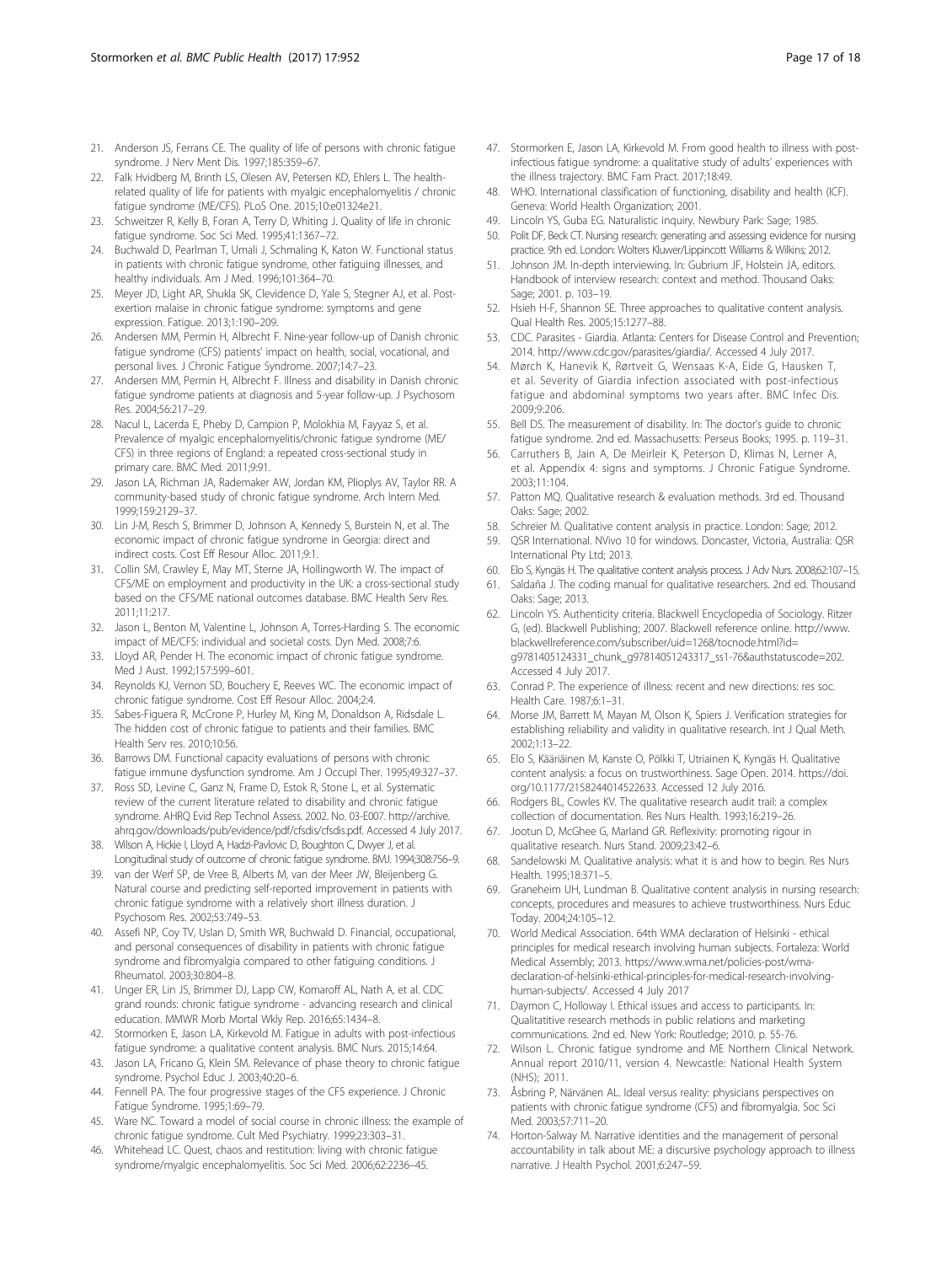21. Anderson JS, Ferrans CE. The quality of life of persons with chronic fatigue syndrome. J Nerv Ment Dis. 1997;185:359–67.
22. Falk Hvidberg M, Brinth LS, Olesen AV, Petersen KD, Ehlers L. The health-related quality of life for patients with myalgic encephalomyelitis / chronic fatigue syndrome (ME/CFS). PLoS One. 2015;10:e01324e21.
23. Schweitzer R, Kelly B, Foran A, Terry D, Whiting J. Quality of life in chronic fatigue syndrome. Soc Sci Med. 1995;41:1367–72.
24. Buchwald D, Pearlman T, Umali J, Schmaling K, Katon W. Functional status in patients with chronic fatigue syndrome, other fatiguing illnesses, and healthy individuals. Am J Med. 1996;101:364–70.
25. Meyer JD, Light AR, Shukla SK, Clevidence D, Yale S, Stegner AJ, et al. Post-exertion malaise in chronic fatigue syndrome: symptoms and gene expression. Fatigue. 2013;1:190–209.
26. Andersen MM, Permin H, Albrecht F. Nine-year follow-up of Danish chronic fatigue syndrome (CFS) patients' impact on health, social, vocational, and personal lives. J Chronic Fatigue Syndrome. 2007;14:7–23.
27. Andersen MM, Permin H, Albrecht F. Illness and disability in Danish chronic fatigue syndrome patients at diagnosis and 5-year follow-up. J Psychosom Res. 2004;56:217–29.
28. Nacul L, Lacerda E, Pheby D, Campion P, Molokhia M, Fayyaz S, et al. Prevalence of myalgic encephalomyelitis/chronic fatigue syndrome (ME/CFS) in three regions of England: a repeated cross-sectional study in primary care. BMC Med. 2011;9:91.
29. Jason LA, Richman JA, Rademaker AW, Jordan KM, Plioplys AV, Taylor RR. A community-based study of chronic fatigue syndrome. Arch Intern Med. 1999;159:2129–37.
30. Lin J-M, Resch S, Brimmer D, Johnson A, Kennedy S, Burstein N, et al. The economic impact of chronic fatigue syndrome in Georgia: direct and indirect costs. Cost Eff Resour Alloc. 2011;9:1.
31. Collin SM, Crawley E, May MT, Sterne JA, Hollingworth W. The impact of CFS/ME on employment and productivity in the UK: a cross-sectional study based on the CFS/ME national outcomes database. BMC Health Serv Res. 2011;11:217.
32. Jason L, Benton M, Valentine L, Johnson A, Torres-Harding S. The economic impact of ME/CFS: individual and societal costs. Dyn Med. 2008;7:6.
33. Lloyd AR, Pender H. The economic impact of chronic fatigue syndrome. Med J Aust. 1992;157:599–601.
34. Reynolds KJ, Vernon SD, Bouchery E, Reeves WC. The economic impact of chronic fatigue syndrome. Cost Eff Resour Alloc. 2004;2:4.
35. Sabes-Figuera R, McCrone P, Hurley M, King M, Donaldson A, Ridsdale L. The hidden cost of chronic fatigue to patients and their families. BMC Health Serv res. 2010;10:56.
36. Barrows DM. Functional capacity evaluations of persons with chronic fatigue immune dysfunction syndrome. Am J Occupl Ther. 1995;49:327–37.
37. Ross SD, Levine C, Ganz N, Frame D, Estok R, Stone L, et al. Systematic review of the current literature related to disability and chronic fatigue syndrome. AHRQ Evid Rep Technol Assess. 2002. No. 03-E007. http://archive.ahrq.gov/downloads/pub/evidence/pdf/cfsdis/cfsdis.pdf. Accessed 4 July 2017.
38. Wilson A, Hickie I, Lloyd A, Hadzi-Pavlovic D, Boughton C, Dwyer J, et al. Longitudinal study of outcome of chronic fatigue syndrome. BMJ. 1994;308:756–9.
39. van der Werf SP, de Vree B, Alberts M, van der Meer JW, Bleijenberg G. Natural course and predicting self-reported improvement in patients with chronic fatigue syndrome with a relatively short illness duration. J Psychosom Res. 2002;53:749–53.
40. Assefi NP, Coy TV, Uslan D, Smith WR, Buchwald D. Financial, occupational, and personal consequences of disability in patients with chronic fatigue syndrome and fibromyalgia compared to other fatiguing conditions. J Rheumatol. 2003;30:804–8.
41. Unger ER, Lin JS, Brimmer DJ, Lapp CW, Komaroff AL, Nath A, et al. CDC grand rounds: chronic fatigue syndrome - advancing research and clinical education. MMWR Morb Mortal Wkly Rep. 2016;65:1434–8.
42. Stormorken E, Jason LA, Kirkevold M. Fatigue in adults with post-infectious fatigue syndrome: a qualitative content analysis. BMC Nurs. 2015;14:64.
43. Jason LA, Fricano G, Klein SM. Relevance of phase theory to chronic fatigue syndrome. Psychol Educ J. 2003;40:20–6.
44. Fennell PA. The four progressive stages of the CFS experience. J Chronic Fatigue Syndrome. 1995;1:69–79.
45. Ware NC. Toward a model of social course in chronic illness: the example of chronic fatigue syndrome. Cult Med Psychiatry. 1999;23:303–31.
46. Whitehead LC. Quest, chaos and restitution: living with chronic fatigue syndrome/myalgic encephalomyelitis. Soc Sci Med. 2006;62:2236–45.
47. Stormorken E, Jason LA, Kirkevold M. From good health to illness with post-infectious fatigue syndrome: a qualitative study of adults' experiences with the illness trajectory. BMC Fam Pract. 2017;18:49.
48. WHO. International classification of functioning, disability and health (ICF). Geneva: World Health Organization; 2001.
49. Lincoln YS, Guba EG. Naturalistic inquiry. Newbury Park: Sage; 1985.
50. Polit DF, Beck CT. Nursing research: generating and assessing evidence for nursing practice. 9th ed. London: Wolters Kluwer/Lippincott Williams & Wilkins; 2012.
51. Johnson JM. In-depth interviewing. In: Gubrium JF, Holstein JA, editors. Handbook of interview research: context and method. Thousand Oaks: Sage; 2001. p. 103–19.
52. Hsieh H-F, Shannon SE. Three approaches to qualitative content analysis. Qual Health Res. 2005;15:1277–88.
53. CDC. Parasites - Giardia. Atlanta: Centers for Disease Control and Prevention; 2014. http://www.cdc.gov/parasites/giardia/. Accessed 4 July 2017.
54. Mørch K, Hanevik K, Rørtveit G, Wensaas K-A, Eide G, Hausken T, et al. Severity of Giardia infection associated with post-infectious fatigue and abdominal symptoms two years after. BMC Infec Dis. 2009;9:206.
55. Bell DS. The measurement of disability. In: The doctor's guide to chronic fatigue syndrome. 2nd ed. Massachusetts: Perseus Books; 1995. p. 119–31.
56. Carruthers B, Jain A, De Meirleir K, Peterson D, Klimas N, Lerner A, et al. Appendix 4: signs and symptoms. J Chronic Fatigue Syndrome. 2003;11:104.
57. Patton MQ. Qualitative research & evaluation methods. 3rd ed. Thousand Oaks: Sage; 2002.
58. Schreier M. Qualitative content analysis in practice. London: Sage; 2012.
59. QSR International. NVivo 10 for windows. Doncaster, Victoria, Australia: QSR International Pty Ltd; 2013.
60. Elo S, Kyngäs H. The qualitative content analysis process. J Adv Nurs. 2008;62:107–15.
61. Saldaña J. The coding manual for qualitative researchers. 2nd ed. Thousand Oaks: Sage; 2013.
62. Lincoln YS. Authenticity criteria. Blackwell Encyclopedia of Sociology. Ritzer G, (ed). Blackwell Publishing; 2007. Blackwell reference online. http://www.blackwellreference.com/subscriber/uid=1268/tocnode.html?id=g9781405124331_chunk_g97814051243317_ss1-76&authstatuscode=202. Accessed 4 July 2017.
63. Conrad P. The experience of illness: recent and new directions: res soc. Health Care. 1987;6:1–31.
64. Morse JM, Barrett M, Mayan M, Olson K, Spiers J. Verification strategies for establishing reliability and validity in qualitative research. Int J Qual Meth. 2002;1:13–22.
65. Elo S, Kääriäinen M, Kanste O, Pölkki T, Utriainen K, Kyngäs H. Qualitative content analysis: a focus on trustworthiness. Sage Open. 2014. https://doi.org/10.1177/2158244014522633. Accessed 12 July 2016.
66. Rodgers BL, Cowles KV. The qualitative research audit trail: a complex collection of documentation. Res Nurs Health. 1993;16:219–26.
67. Jootun D, McGhee G, Marland GR. Reflexivity: promoting rigour in qualitative research. Nurs Stand. 2009;23:42–6.
68. Sandelowski M. Qualitative analysis: what it is and how to begin. Res Nurs Health. 1995;18:371–5.
69. Graneheim UH, Lundman B. Qualitative content analysis in nursing research: concepts, procedures and measures to achieve trustworthiness. Nurs Educ Today. 2004;24:105–12.
70. World Medical Association. 64th WMA declaration of Helsinki - ethical principles for medical research involving human subjects. Fortaleza: World Medical Assembly; 2013. https://www.wma.net/policies-post/wma-declaration-of-helsinki-ethical-principles-for-medical-research-involving-human-subjects/. Accessed 4 July 2017
71. Daymon C, Holloway I. Ethical issues and access to participants. In: Qualitatitive research methods in public relations and marketing communications. 2nd ed. New York: Routledge; 2010. p. 55-76.
72. Wilson L. Chronic fatigue syndrome and ME Northern Clinical Network. Annual report 2010/11, version 4. Newcastle: National Health System (NHS); 2011.
73. Åsbring P, Närvänen AL. Ideal versus reality: physicians perspectives on patients with chronic fatigue syndrome (CFS) and fibromyalgia. Soc Sci Med. 2003;57:711–20.
74. Horton-Salway M. Narrative identities and the management of personal accountability in talk about ME: a discursive psychology approach to illness narrative. J Health Psychol. 2001;6:247–59.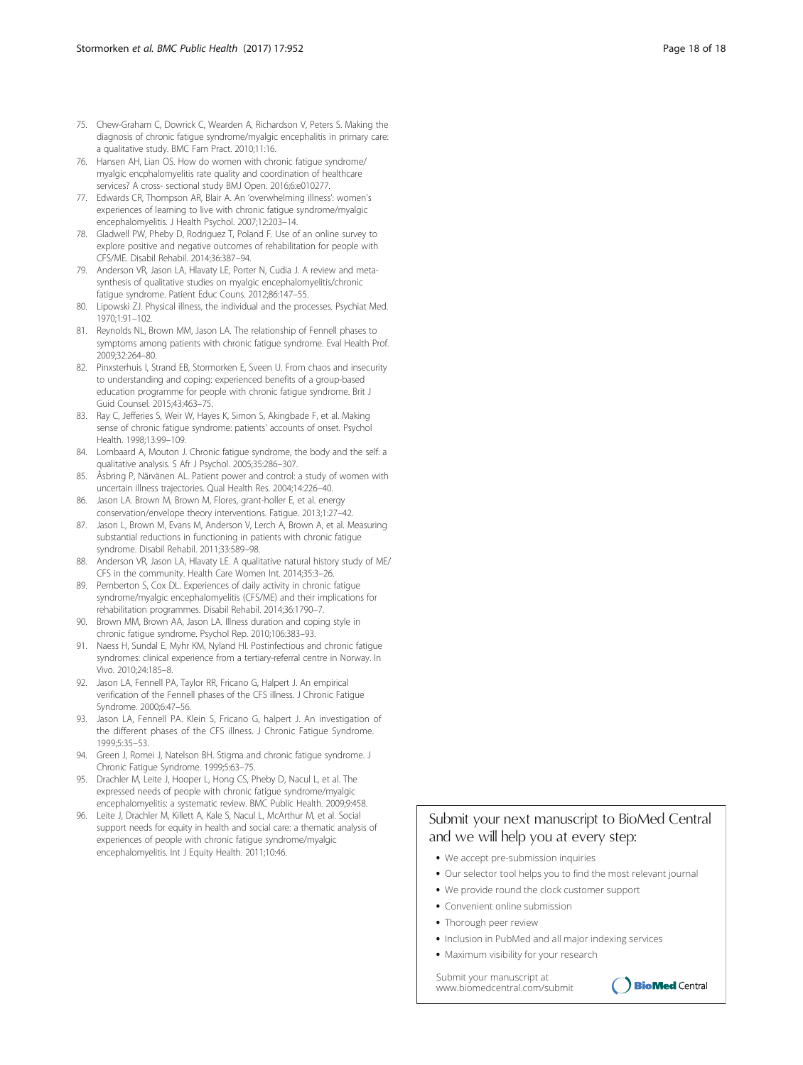75. Chew-Graham C, Dowrick C, Wearden A, Richardson V, Peters S. Making the diagnosis of chronic fatigue syndrome/myalgic encephalitis in primary care: a qualitative study. BMC Fam Pract. 2010;11:16.
76. Hansen AH, Lian OS. How do women with chronic fatigue syndrome/myalgic encphalomyelitis rate quality and coordination of healthcare services? A cross- sectional study BMJ Open. 2016;6:e010277.
77. Edwards CR, Thompson AR, Blair A. An 'overwhelming illness': women's experiences of learning to live with chronic fatigue syndrome/myalgic encephalomyelitis. J Health Psychol. 2007;12:203–14.
78. Gladwell PW, Pheby D, Rodriguez T, Poland F. Use of an online survey to explore positive and negative outcomes of rehabilitation for people with CFS/ME. Disabil Rehabil. 2014;36:387–94.
79. Anderson VR, Jason LA, Hlavaty LE, Porter N, Cudia J. A review and meta-synthesis of qualitative studies on myalgic encephalomyelitis/chronic fatigue syndrome. Patient Educ Couns. 2012;86:147–55.
80. Lipowski ZJ. Physical illness, the individual and the processes. Psychiat Med. 1970;1:91–102.
81. Reynolds NL, Brown MM, Jason LA. The relationship of Fennell phases to symptoms among patients with chronic fatigue syndrome. Eval Health Prof. 2009;32:264–80.
82. Pinxsterhuis I, Strand EB, Stormorken E, Sveen U. From chaos and insecurity to understanding and coping: experienced benefits of a group-based education programme for people with chronic fatigue syndrome. Brit J Guid Counsel. 2015;43:463–75.
83. Ray C, Jefferies S, Weir W, Hayes K, Simon S, Akingbade F, et al. Making sense of chronic fatigue syndrome: patients' accounts of onset. Psychol Health. 1998;13:99–109.
84. Lombaard A, Mouton J. Chronic fatigue syndrome, the body and the self: a qualitative analysis. S Afr J Psychol. 2005;35:286–307.
85. Åsbring P, Närvänen AL. Patient power and control: a study of women with uncertain illness trajectories. Qual Health Res. 2004;14:226–40.
86. Jason LA. Brown M, Brown M, Flores, grant-holler E, et al. energy conservation/envelope theory interventions. Fatigue. 2013;1:27–42.
87. Jason L, Brown M, Evans M, Anderson V, Lerch A, Brown A, et al. Measuring substantial reductions in functioning in patients with chronic fatigue syndrome. Disabil Rehabil. 2011;33:589–98.
88. Anderson VR, Jason LA, Hlavaty LE. A qualitative natural history study of ME/CFS in the community. Health Care Women Int. 2014;35:3–26.
89. Pemberton S, Cox DL. Experiences of daily activity in chronic fatigue syndrome/myalgic encephalomyelitis (CFS/ME) and their implications for rehabilitation programmes. Disabil Rehabil. 2014;36:1790–7.
90. Brown MM, Brown AA, Jason LA. Illness duration and coping style in chronic fatigue syndrome. Psychol Rep. 2010;106:383–93.
91. Naess H, Sundal E, Myhr KM, Nyland HI. Postinfectious and chronic fatigue syndromes: clinical experience from a tertiary-referral centre in Norway. In Vivo. 2010;24:185–8.
92. Jason LA, Fennell PA, Taylor RR, Fricano G, Halpert J. An empirical verification of the Fennell phases of the CFS illness. J Chronic Fatigue Syndrome. 2000;6:47–56.
93. Jason LA, Fennell PA. Klein S, Fricano G, halpert J. An investigation of the different phases of the CFS illness. J Chronic Fatigue Syndrome. 1999;5:35–53.
94. Green J, Romei J, Natelson BH. Stigma and chronic fatigue syndrome. J Chronic Fatigue Syndrome. 1999;5:63–75.
95. Drachler M, Leite J, Hooper L, Hong CS, Pheby D, Nacul L, et al. The expressed needs of people with chronic fatigue syndrome/myalgic encephalomyelitis: a systematic review. BMC Public Health. 2009;9:458.
96. Leite J, Drachler M, Killett A, Kale S, Nacul L, McArthur M, et al. Social support needs for equity in health and social care: a thematic analysis of experiences of people with chronic fatigue syndrome/myalgic encephalomyelitis. Int J Equity Health. 2011;10:46.

Submit your next manuscript to BioMed Central and we will help you at every step:

- We accept pre-submission inquiries
- Our selector tool helps you to find the most relevant journal
- We provide round the clock customer support
- Convenient online submission
- Thorough peer review
- Inclusion in PubMed and all major indexing services
- Maximum visibility for your research

Submit your manuscript at www.biomedcentral.com/submit

BioMed Central